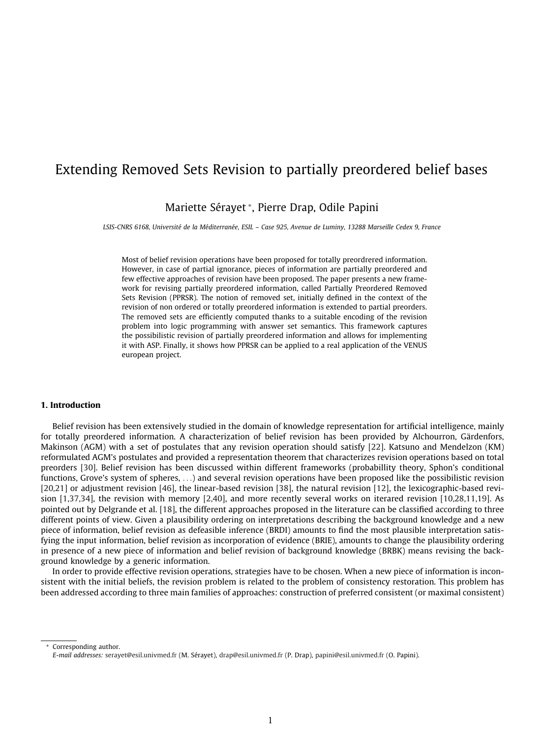# Extending Removed Sets Revision to partially preordered belief bases

Mariette Sérayet *, Pierre Drap, Odile Papini

*LSIS-CNRS 6168, Université de la Méditerranée, ESIL – Case 925, Avenue de Luminy, 13288 Marseille Cedex 9, France*

Most of belief revision operations have been proposed for totally preordrered information. However, in case of partial ignorance, pieces of information are partially preordered and few effective approaches of revision have been proposed. The paper presents a new framework for revising partially preordered information, called Partially Preordered Removed Sets Revision (PPRSR). The notion of removed set, initially defined in the context of the revision of non ordered or totally preordered information is extended to partial preorders. The removed sets are efficiently computed thanks to a suitable encoding of the revision problem into logic programming with answer set semantics. This framework captures the possibilistic revision of partially preordered information and allows for implementing it with ASP. Finally, it shows how PPRSR can be applied to a real application of the VENUS european project.

## 1. Introduction

Belief revision has been extensively studied in the domain of knowledge representation for artificial intelligence, mainly for totally preordered information. A characterization of belief revision has been provided by Alchourron, Gärdenfors, Makinson (AGM) with a set of postulates that any revision operation should satisfy [22]. Katsuno and Mendelzon (KM) reformulated AGM's postulates and provided a representation theorem that characterizes revision operations based on total preorders [30]. Belief revision has been discussed within different frameworks (probabillity theory, Sphon's conditional functions, Grove's system of spheres, …) and several revision operations have been proposed like the possibilistic revision [20,21] or adjustment revision [46], the linear-based revision [38], the natural revision [12], the lexicographic-based revision [1,37,34], the revision with memory [2,40], and more recently several works on iterared revision [10,28,11,19]. As pointed out by Delgrande et al. [18], the different approaches proposed in the literature can be classified according to three different points of view. Given a plausibility ordering on interpretations describing the background knowledge and a new piece of information, belief revision as defeasible inference (BRDI) amounts to find the most plausible interpretation satisfying the input information, belief revision as incorporation of evidence (BRIE), amounts to change the plausibility ordering in presence of a new piece of information and belief revision of background knowledge (BRBK) means revising the background knowledge by a generic information.

In order to provide effective revision operations, strategies have to be chosen. When a new piece of information is inconsistent with the initial beliefs, the revision problem is related to the problem of consistency restoration. This problem has been addressed according to three main families of approaches: construction of preferred consistent (or maximal consistent)

---

* Corresponding author.
*E-mail addresses:* serayet@esil.univmed.fr (M. Sérayet), drap@esil.univmed.fr (P. Drap), papini@esil.univmed.fr (O. Papini).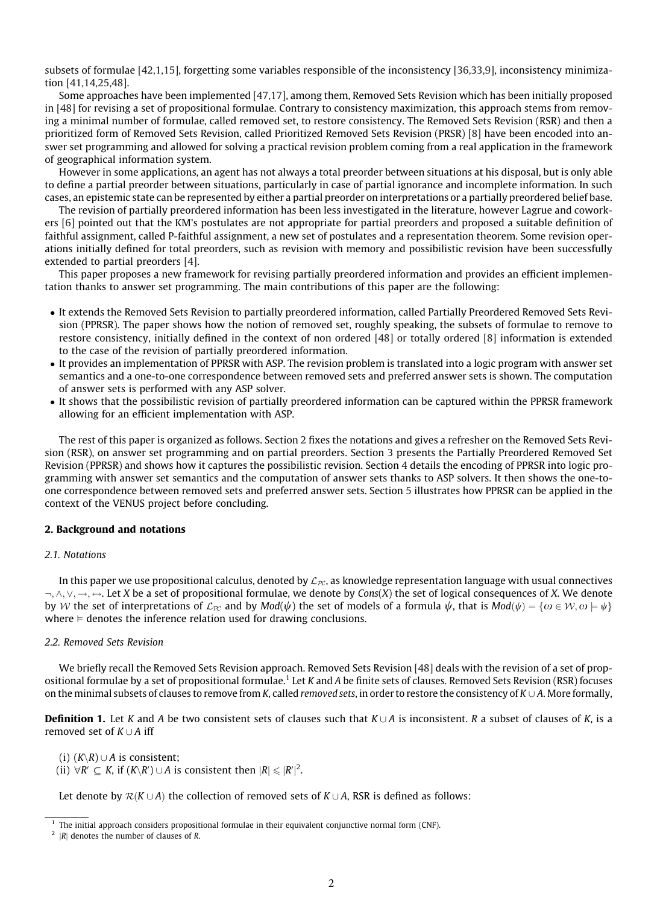subsets of formulae [42,1,15], forgetting some variables responsible of the inconsistency [36,33,9], inconsistency minimization [41,14,25,48].

Some approaches have been implemented [47,17], among them, Removed Sets Revision which has been initially proposed in [48] for revising a set of propositional formulae. Contrary to consistency maximization, this approach stems from removing a minimal number of formulae, called removed set, to restore consistency. The Removed Sets Revision (RSR) and then a prioritized form of Removed Sets Revision, called Prioritized Removed Sets Revision (PRSR) [8] have been encoded into answer set programming and allowed for solving a practical revision problem coming from a real application in the framework of geographical information system.

However in some applications, an agent has not always a total preorder between situations at his disposal, but is only able to define a partial preorder between situations, particularly in case of partial ignorance and incomplete information. In such cases, an epistemic state can be represented by either a partial preorder on interpretations or a partially preordered belief base.

The revision of partially preordered information has been less investigated in the literature, however Lagrue and coworkers [6] pointed out that the KM's postulates are not appropriate for partial preorders and proposed a suitable definition of faithful assignment, called P-faithful assignment, a new set of postulates and a representation theorem. Some revision operations initially defined for total preorders, such as revision with memory and possibilistic revision have been successfully extended to partial preorders [4].

This paper proposes a new framework for revising partially preordered information and provides an efficient implementation thanks to answer set programming. The main contributions of this paper are the following:

- It extends the Removed Sets Revision to partially preordered information, called Partially Preordered Removed Sets Revision (PPRSR). The paper shows how the notion of removed set, roughly speaking, the subsets of formulae to remove to restore consistency, initially defined in the context of non ordered [48] or totally ordered [8] information is extended to the case of the revision of partially preordered information.
- It provides an implementation of PPRSR with ASP. The revision problem is translated into a logic program with answer set semantics and a one-to-one correspondence between removed sets and preferred answer sets is shown. The computation of answer sets is performed with any ASP solver.
- It shows that the possibilistic revision of partially preordered information can be captured within the PPRSR framework allowing for an efficient implementation with ASP.

The rest of this paper is organized as follows. Section 2 fixes the notations and gives a refresher on the Removed Sets Revision (RSR), on answer set programming and on partial preorders. Section 3 presents the Partially Preordered Removed Set Revision (PPRSR) and shows how it captures the possibilistic revision. Section 4 details the encoding of PPRSR into logic programming with answer set semantics and the computation of answer sets thanks to ASP solvers. It then shows the one-to-one correspondence between removed sets and preferred answer sets. Section 5 illustrates how PPRSR can be applied in the context of the VENUS project before concluding.

## 2. Background and notations

### 2.1. Notations

In this paper we use propositional calculus, denoted by $\mathcal{L}_{\mathcal{PC}}$, as knowledge representation language with usual connectives $\neg, \wedge, \vee, \rightarrow, \leftrightarrow$. Let $X$ be a set of propositional formulae, we denote by $Cons(X)$ the set of logical consequences of $X$. We denote by $\mathcal{W}$ the set of interpretations of $\mathcal{L}_{\mathcal{PC}}$ and by $Mod(\psi)$ the set of models of a formula $\psi$, that is $Mod(\psi) = \{\omega \in \mathcal{W}, \omega \models \psi\}$ where $\models$ denotes the inference relation used for drawing conclusions.

### 2.2. Removed Sets Revision

We briefly recall the Removed Sets Revision approach. Removed Sets Revision [48] deals with the revision of a set of propositional formulae by a set of propositional formulae.[1] Let $K$ and $A$ be finite sets of clauses. Removed Sets Revision (RSR) focuses on the minimal subsets of clauses to remove from $K$, called *removed sets*, in order to restore the consistency of $K \cup A$. More formally,

**Definition 1.** Let $K$ and $A$ be two consistent sets of clauses such that $K \cup A$ is inconsistent. $R$ a subset of clauses of $K$, is a removed set of $K \cup A$ iff

(i) $(K \backslash R) \cup A$ is consistent;
(ii) $\forall R' \subseteq K$, if $(K \backslash R') \cup A$ is consistent then $|R| \leqslant |R'|$.[2]

Let denote by $\mathcal{R}(K \cup A)$ the collection of removed sets of $K \cup A$, RSR is defined as follows:

[1] The initial approach considers propositional formulae in their equivalent conjunctive normal form (CNF).

[2] $|R|$ denotes the number of clauses of $R$.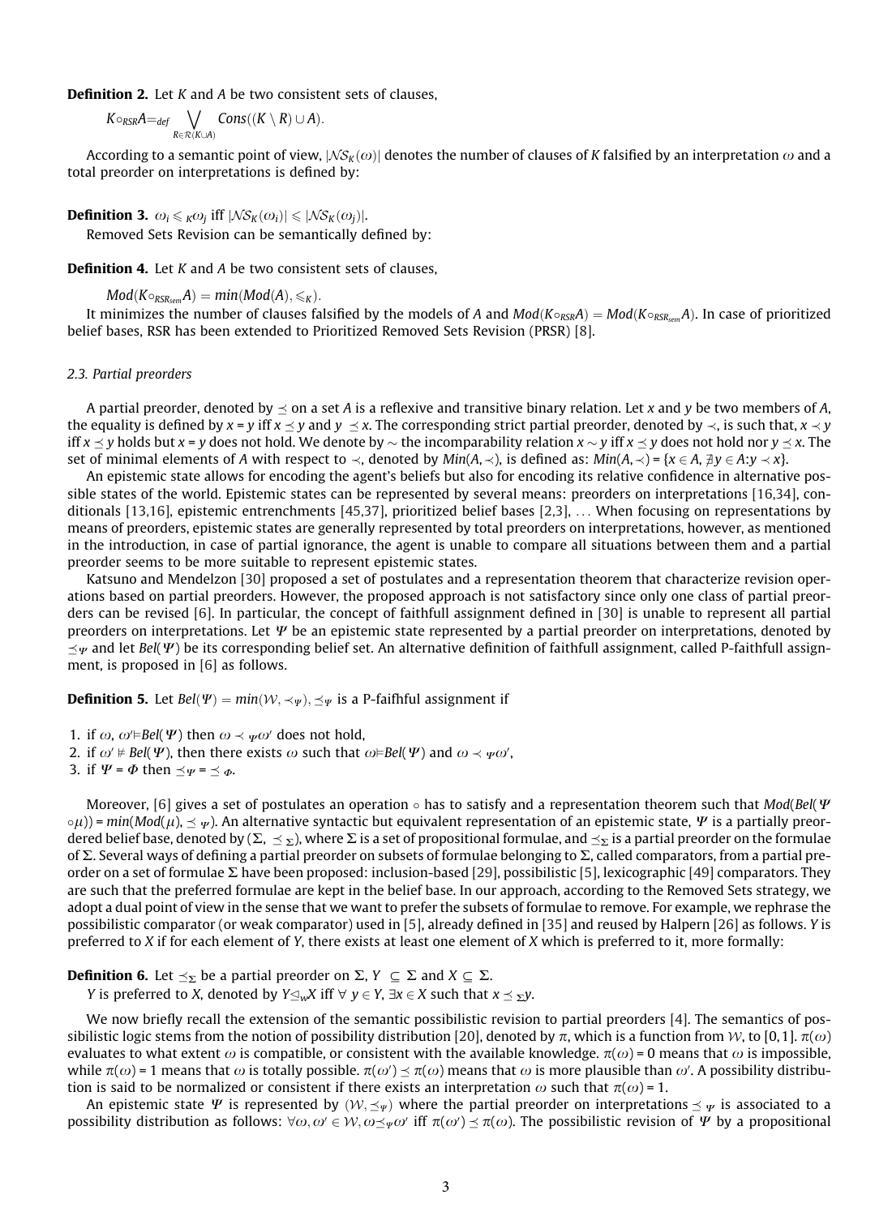**Definition 2.** Let $K$ and $A$ be two consistent sets of clauses,

$$K \circ_{RSR} A =_{def} \bigvee_{R \in \mathcal{R}(K \cup A)} Cons((K \setminus R) \cup A).$$

According to a semantic point of view, $|\mathcal{NS}_K(\omega)|$ denotes the number of clauses of $K$ falsified by an interpretation $\omega$ and a total preorder on interpretations is defined by:

**Definition 3.** $\omega_i \leqslant_K \omega_j$ iff $|\mathcal{NS}_K(\omega_i)| \leqslant |\mathcal{NS}_K(\omega_j)|$.

Removed Sets Revision can be semantically defined by:

**Definition 4.** Let $K$ and $A$ be two consistent sets of clauses,

$$Mod(K \circ_{RSR_{sem}} A) = min(Mod(A), \leqslant_K).$$

It minimizes the number of clauses falsified by the models of $A$ and $Mod(K \circ_{RSR} A) = Mod(K \circ_{RSR_{sem}} A)$. In case of prioritized belief bases, RSR has been extended to Prioritized Removed Sets Revision (PRSR) [8].

*2.3. Partial preorders*

A partial preorder, denoted by $\preceq$ on a set $A$ is a reflexive and transitive binary relation. Let $x$ and $y$ be two members of $A$, the equality is defined by $x = y$ iff $x \preceq y$ and $y \preceq x$. The corresponding strict partial preorder, denoted by $\prec$, is such that, $x \prec y$ iff $x \preceq y$ holds but $x = y$ does not hold. We denote by $\sim$ the incomparability relation $x \sim y$ iff $x \preceq y$ does not hold nor $y \preceq x$. The set of minimal elements of $A$ with respect to $\prec$, denoted by $Min(A, \prec)$, is defined as: $Min(A, \prec) = \{x \in A, \nexists y \in A: y \prec x\}$.

An epistemic state allows for encoding the agent's beliefs but also for encoding its relative confidence in alternative possible states of the world. Epistemic states can be represented by several means: preorders on interpretations [16,34], conditionals [13,16], epistemic entrenchments [45,37], prioritized belief bases [2,3], ... When focusing on representations by means of preorders, epistemic states are generally represented by total preorders on interpretations, however, as mentioned in the introduction, in case of partial ignorance, the agent is unable to compare all situations between them and a partial preorder seems to be more suitable to represent epistemic states.

Katsuno and Mendelzon [30] proposed a set of postulates and a representation theorem that characterize revision operations based on partial preorders. However, the proposed approach is not satisfactory since only one class of partial preorders can be revised [6]. In particular, the concept of faithfull assignment defined in [30] is unable to represent all partial preorders on interpretations. Let $\Psi$ be an epistemic state represented by a partial preorder on interpretations, denoted by $\preceq_\Psi$ and let $Bel(\Psi)$ be its corresponding belief set. An alternative definition of faithfull assignment, called P-faithfull assignment, is proposed in [6] as follows.

**Definition 5.** Let $Bel(\Psi) = min(\mathcal{W}, \prec_\Psi)$, $\preceq_\Psi$ is a P-faifhful assignment if

1. if $\omega, \omega' \vDash Bel(\Psi)$ then $\omega \prec_\Psi \omega'$ does not hold,
2. if $\omega' \nvDash Bel(\Psi)$, then there exists $\omega$ such that $\omega \vDash Bel(\Psi)$ and $\omega \prec_\Psi \omega'$,
3. if $\Psi = \Phi$ then $\preceq_\Psi = \preceq_\Phi$.

Moreover, [6] gives a set of postulates an operation $\circ$ has to satisfy and a representation theorem such that $Mod(Bel(\Psi \circ \mu)) = min(Mod(\mu), \preceq_\Psi)$. An alternative syntactic but equivalent representation of an epistemic state, $\Psi$ is a partially preordered belief base, denoted by $(\Sigma, \preceq_\Sigma)$, where $\Sigma$ is a set of propositional formulae, and $\preceq_\Sigma$ is a partial preorder on the formulae of $\Sigma$. Several ways of defining a partial preorder on subsets of formulae belonging to $\Sigma$, called comparators, from a partial preorder on a set of formulae $\Sigma$ have been proposed: inclusion-based [29], possibilistic [5], lexicographic [49] comparators. They are such that the preferred formulae are kept in the belief base. In our approach, according to the Removed Sets strategy, we adopt a dual point of view in the sense that we want to prefer the subsets of formulae to remove. For example, we rephrase the possibilistic comparator (or weak comparator) used in [5], already defined in [35] and reused by Halpern [26] as follows. $Y$ is preferred to $X$ if for each element of $Y$, there exists at least one element of $X$ which is preferred to it, more formally:

**Definition 6.** Let $\preceq_\Sigma$ be a partial preorder on $\Sigma$, $Y \subseteq \Sigma$ and $X \subseteq \Sigma$.

$Y$ is preferred to $X$, denoted by $Y \trianglelefteq_w X$ iff $\forall\, y \in Y$, $\exists x \in X$ such that $x \preceq_\Sigma y$.

We now briefly recall the extension of the semantic possibilistic revision to partial preorders [4]. The semantics of possibilistic logic stems from the notion of possibility distribution [20], denoted by $\pi$, which is a function from $\mathcal{W}$, to $[0,1]$. $\pi(\omega)$ evaluates to what extent $\omega$ is compatible, or consistent with the available knowledge. $\pi(\omega) = 0$ means that $\omega$ is impossible, while $\pi(\omega) = 1$ means that $\omega$ is totally possible. $\pi(\omega') \preceq \pi(\omega)$ means that $\omega$ is more plausible than $\omega'$. A possibility distribution is said to be normalized or consistent if there exists an interpretation $\omega$ such that $\pi(\omega) = 1$.

An epistemic state $\Psi$ is represented by $(\mathcal{W}, \preceq_\Psi)$ where the partial preorder on interpretations $\preceq_\Psi$ is associated to a possibility distribution as follows: $\forall \omega, \omega' \in \mathcal{W}, \omega \preceq_\Psi \omega'$ iff $\pi(\omega') \preceq \pi(\omega)$. The possibilistic revision of $\Psi$ by a propositional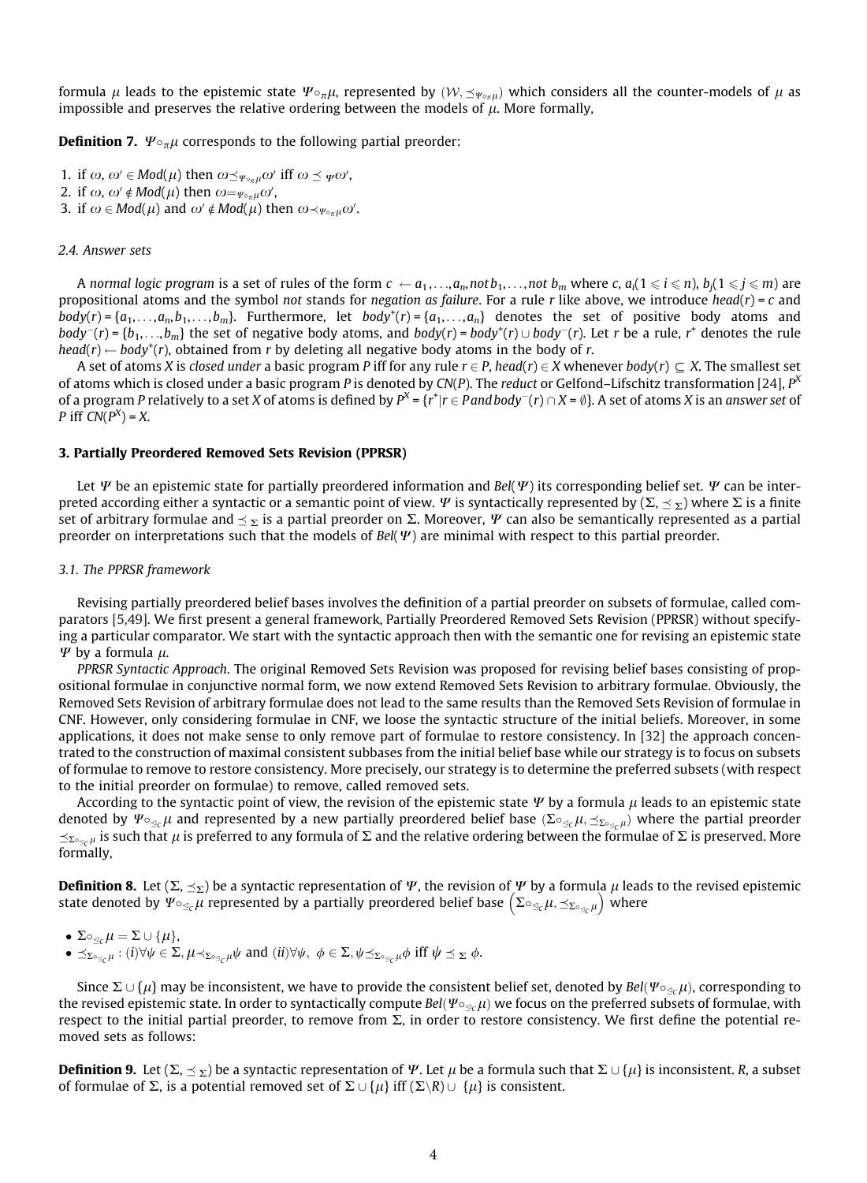formula $\mu$ leads to the epistemic state $\Psi\circ_{\pi}\mu$, represented by $(\mathcal{W}, \preceq_{\Psi\circ_{\pi}\mu})$ which considers all the counter-models of $\mu$ as impossible and preserves the relative ordering between the models of $\mu$. More formally,

**Definition 7.** $\Psi\circ_{\pi}\mu$ corresponds to the following partial preorder:

1. if $\omega, \omega' \in Mod(\mu)$ then $\omega \preceq_{\Psi\circ_{\pi}\mu} \omega'$ iff $\omega \preceq_{\Psi} \omega'$,
2. if $\omega, \omega' \notin Mod(\mu)$ then $\omega =_{\Psi\circ_{\pi}\mu} \omega'$,
3. if $\omega \in Mod(\mu)$ and $\omega' \notin Mod(\mu)$ then $\omega \prec_{\Psi\circ_{\pi}\mu} \omega'$.

### 2.4. Answer sets

A *normal logic program* is a set of rules of the form $c \leftarrow a_1, \ldots, a_n, not\, b_1, \ldots, not\; b_m$ where $c, a_i (1 \leqslant i \leqslant n), b_j (1 \leqslant j \leqslant m)$ are propositional atoms and the symbol *not* stands for *negation as failure*. For a rule $r$ like above, we introduce $head(r) = c$ and $body(r) = \{a_1, \ldots, a_n, b_1, \ldots, b_m\}$. Furthermore, let $body^+(r) = \{a_1, \ldots, a_n\}$ denotes the set of positive body atoms and $body^-(r) = \{b_1, \ldots, b_m\}$ the set of negative body atoms, and $body(r) = body^+(r) \cup body^-(r)$. Let $r$ be a rule, $r^+$ denotes the rule $head(r) \leftarrow body^+(r)$, obtained from $r$ by deleting all negative body atoms in the body of $r$.

A set of atoms $X$ is *closed under* a basic program $P$ iff for any rule $r \in P$, $head(r) \in X$ whenever $body(r) \subseteq X$. The smallest set of atoms which is closed under a basic program $P$ is denoted by $CN(P)$. The *reduct* or Gelfond–Lifschitz transformation [24], $P^X$ of a program $P$ relatively to a set $X$ of atoms is defined by $P^X = \{r^+ | r \in P \text{ and } body^-(r) \cap X = \emptyset\}$. A set of atoms $X$ is an *answer set* of $P$ iff $CN(P^X) = X$.

## 3. Partially Preordered Removed Sets Revision (PPRSR)

Let $\Psi$ be an epistemic state for partially preordered information and $Bel(\Psi)$ its corresponding belief set. $\Psi$ can be interpreted according either a syntactic or a semantic point of view. $\Psi$ is syntactically represented by $(\Sigma, \preceq_{\Sigma})$ where $\Sigma$ is a finite set of arbitrary formulae and $\preceq_{\Sigma}$ is a partial preorder on $\Sigma$. Moreover, $\Psi$ can also be semantically represented as a partial preorder on interpretations such that the models of $Bel(\Psi)$ are minimal with respect to this partial preorder.

### 3.1. The PPRSR framework

Revising partially preordered belief bases involves the definition of a partial preorder on subsets of formulae, called comparators [5,49]. We first present a general framework, Partially Preordered Removed Sets Revision (PPRSR) without specifying a particular comparator. We start with the syntactic approach then with the semantic one for revising an epistemic state $\Psi$ by a formula $\mu$.

*PPRSR Syntactic Approach*. The original Removed Sets Revision was proposed for revising belief bases consisting of propositional formulae in conjunctive normal form, we now extend Removed Sets Revision to arbitrary formulae. Obviously, the Removed Sets Revision of arbitrary formulae does not lead to the same results than the Removed Sets Revision of formulae in CNF. However, only considering formulae in CNF, we loose the syntactic structure of the initial beliefs. Moreover, in some applications, it does not make sense to only remove part of formulae to restore consistency. In [32] the approach concentrated to the construction of maximal consistent subbases from the initial belief base while our strategy is to focus on subsets of formulae to remove to restore consistency. More precisely, our strategy is to determine the preferred subsets (with respect to the initial preorder on formulae) to remove, called removed sets.

According to the syntactic point of view, the revision of the epistemic state $\Psi$ by a formula $\mu$ leads to an epistemic state denoted by $\Psi\circ_{\trianglelefteq_C}\mu$ and represented by a new partially preordered belief base $(\Sigma\circ_{\trianglelefteq_C}\mu, \preceq_{\Sigma\circ_{\trianglelefteq_C}\mu})$ where the partial preorder $\preceq_{\Sigma\circ_{\trianglelefteq_C}\mu}$ is such that $\mu$ is preferred to any formula of $\Sigma$ and the relative ordering between the formulae of $\Sigma$ is preserved. More formally,

**Definition 8.** Let $(\Sigma, \preceq_{\Sigma})$ be a syntactic representation of $\Psi$, the revision of $\Psi$ by a formula $\mu$ leads to the revised epistemic state denoted by $\Psi\circ_{\trianglelefteq_C}\mu$ represented by a partially preordered belief base $\left(\Sigma\circ_{\trianglelefteq_C}\mu, \preceq_{\Sigma\circ_{\trianglelefteq_C}\mu}\right)$ where

- $\Sigma\circ_{\trianglelefteq_C}\mu = \Sigma \cup \{\mu\}$,
- $\preceq_{\Sigma\circ_{\trianglelefteq_C}\mu}$ : $(i) \forall\psi \in \Sigma, \mu \prec_{\Sigma\circ_{\trianglelefteq_C}\mu} \psi$ and $(ii) \forall\psi,\ \phi \in \Sigma, \psi \preceq_{\Sigma\circ_{\trianglelefteq_C}\mu} \phi$ iff $\psi \preceq_{\Sigma} \phi$.

Since $\Sigma \cup \{\mu\}$ may be inconsistent, we have to provide the consistent belief set, denoted by $Bel(\Psi\circ_{\trianglelefteq_C}\mu)$, corresponding to the revised epistemic state. In order to syntactically compute $Bel(\Psi\circ_{\trianglelefteq_C}\mu)$ we focus on the preferred subsets of formulae, with respect to the initial partial preorder, to remove from $\Sigma$, in order to restore consistency. We first define the potential removed sets as follows:

**Definition 9.** Let $(\Sigma, \preceq_{\Sigma})$ be a syntactic representation of $\Psi$. Let $\mu$ be a formula such that $\Sigma \cup \{\mu\}$ is inconsistent. $R$, a subset of formulae of $\Sigma$, is a potential removed set of $\Sigma \cup \{\mu\}$ iff $(\Sigma \backslash R) \cup\ \{\mu\}$ is consistent.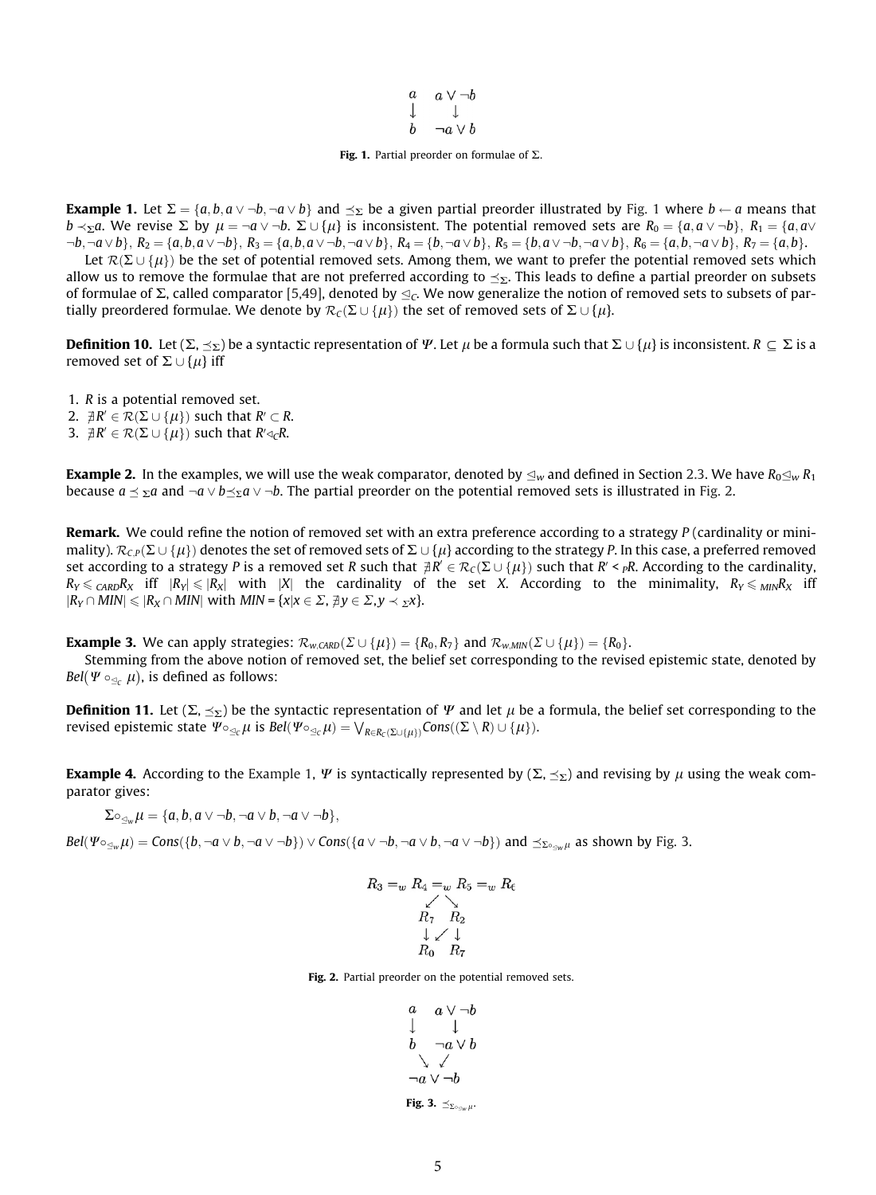$$
\begin{array}{cc}
a & a \vee \neg b \\
\downarrow & \downarrow \\
b & \neg a \vee b
\end{array}
$$

**Fig. 1.** Partial preorder on formulae of $\Sigma$.

**Example 1.** Let $\Sigma = \{a, b, a \vee \neg b, \neg a \vee b\}$ and $\preceq_\Sigma$ be a given partial preorder illustrated by Fig. 1 where $b \leftarrow a$ means that $b \prec_\Sigma a$. We revise $\Sigma$ by $\mu = \neg a \vee \neg b$. $\Sigma \cup \{\mu\}$ is inconsistent. The potential removed sets are $R_0 = \{a, a \vee \neg b\}$, $R_1 = \{a, a \vee \neg b, \neg a \vee b\}$, $R_2 = \{a, b, a \vee \neg b\}$, $R_3 = \{a, b, a \vee \neg b, \neg a \vee b\}$, $R_4 = \{b, \neg a \vee b\}$, $R_5 = \{b, a \vee \neg b, \neg a \vee b\}$, $R_6 = \{a, b, \neg a \vee b\}$, $R_7 = \{a, b\}$.

Let $\mathcal{R}(\Sigma \cup \{\mu\})$ be the set of potential removed sets. Among them, we want to prefer the potential removed sets which allow us to remove the formulae that are not preferred according to $\preceq_\Sigma$. This leads to define a partial preorder on subsets of formulae of $\Sigma$, called comparator [5,49], denoted by $\trianglelefteq_C$. We now generalize the notion of removed sets to subsets of partially preordered formulae. We denote by $\mathcal{R}_C(\Sigma \cup \{\mu\})$ the set of removed sets of $\Sigma \cup \{\mu\}$.

**Definition 10.** Let $(\Sigma, \preceq_\Sigma)$ be a syntactic representation of $\Psi$. Let $\mu$ be a formula such that $\Sigma \cup \{\mu\}$ is inconsistent. $R \subseteq \Sigma$ is a removed set of $\Sigma \cup \{\mu\}$ iff

1. $R$ is a potential removed set.
2. $\nexists R' \in \mathcal{R}(\Sigma \cup \{\mu\})$ such that $R' \subset R$.
3. $\nexists R' \in \mathcal{R}(\Sigma \cup \{\mu\})$ such that $R' \triangleleft_C R$.

**Example 2.** In the examples, we will use the weak comparator, denoted by $\trianglelefteq_w$ and defined in Section 2.3. We have $R_0 \trianglelefteq_w R_1$ because $a \preceq_\Sigma a$ and $\neg a \vee b \preceq_\Sigma a \vee \neg b$. The partial preorder on the potential removed sets is illustrated in Fig. 2.

**Remark.** We could refine the notion of removed set with an extra preference according to a strategy $P$ (cardinality or minimality). $\mathcal{R}_{C,P}(\Sigma \cup \{\mu\})$ denotes the set of removed sets of $\Sigma \cup \{\mu\}$ according to the strategy $P$. In this case, a preferred removed set according to a strategy $P$ is a removed set $R$ such that $\nexists R' \in \mathcal{R}_C(\Sigma \cup \{\mu\})$ such that $R' <_P R$. According to the cardinality, $R_Y \leqslant_{CARD} R_X$ iff $|R_Y| \leqslant |R_X|$ with $|X|$ the cardinality of the set $X$. According to the minimality, $R_Y \leqslant_{MIN} R_X$ iff $|R_Y \cap MIN| \leqslant |R_X \cap MIN|$ with $MIN = \{x | x \in \Sigma, \nexists y \in \Sigma, y \prec_\Sigma x\}$.

**Example 3.** We can apply strategies: $\mathcal{R}_{w,CARD}(\Sigma \cup \{\mu\}) = \{R_0, R_7\}$ and $\mathcal{R}_{w,MIN}(\Sigma \cup \{\mu\}) = \{R_0\}$.

Stemming from the above notion of removed set, the belief set corresponding to the revised epistemic state, denoted by $Bel(\Psi \circ_{\trianglelefteq_C} \mu)$, is defined as follows:

**Definition 11.** Let $(\Sigma, \preceq_\Sigma)$ be the syntactic representation of $\Psi$ and let $\mu$ be a formula, the belief set corresponding to the revised epistemic state $\Psi \circ_{\trianglelefteq_C} \mu$ is $Bel(\Psi \circ_{\trianglelefteq_C} \mu) = \bigvee_{R \in \mathcal{R}_C(\Sigma \cup \{\mu\})} Cons((\Sigma \setminus R) \cup \{\mu\})$.

**Example 4.** According to the Example 1, $\Psi$ is syntactically represented by $(\Sigma, \preceq_\Sigma)$ and revising by $\mu$ using the weak comparator gives:

$\Sigma \circ_{\trianglelefteq_w} \mu = \{a, b, a \vee \neg b, \neg a \vee b, \neg a \vee \neg b\}$,

$Bel(\Psi \circ_{\trianglelefteq_w} \mu) = Cons(\{b, \neg a \vee b, \neg a \vee \neg b\}) \vee Cons(\{a \vee \neg b, \neg a \vee b, \neg a \vee \neg b\})$ and $\preceq_{\Sigma \circ_{\trianglelefteq_w} \mu}$ as shown by Fig. 3.

$$
\begin{array}{c}
R_3 =_w R_4 =_w R_5 =_w R_6 \\
\swarrow \quad \searrow \\
R_7 \quad R_2 \\
\downarrow \swarrow \downarrow \\
R_0 \quad R_7
\end{array}
$$

**Fig. 2.** Partial preorder on the potential removed sets.

$$
\begin{array}{cc}
a & a \vee \neg b \\
\downarrow & \downarrow \\
b & \neg a \vee b \\
\searrow & \swarrow \\
\multicolumn{2}{c}{\neg a \vee \neg b}
\end{array}
$$

**Fig. 3.** $\preceq_{\Sigma \circ_{\trianglelefteq_w} \mu}$.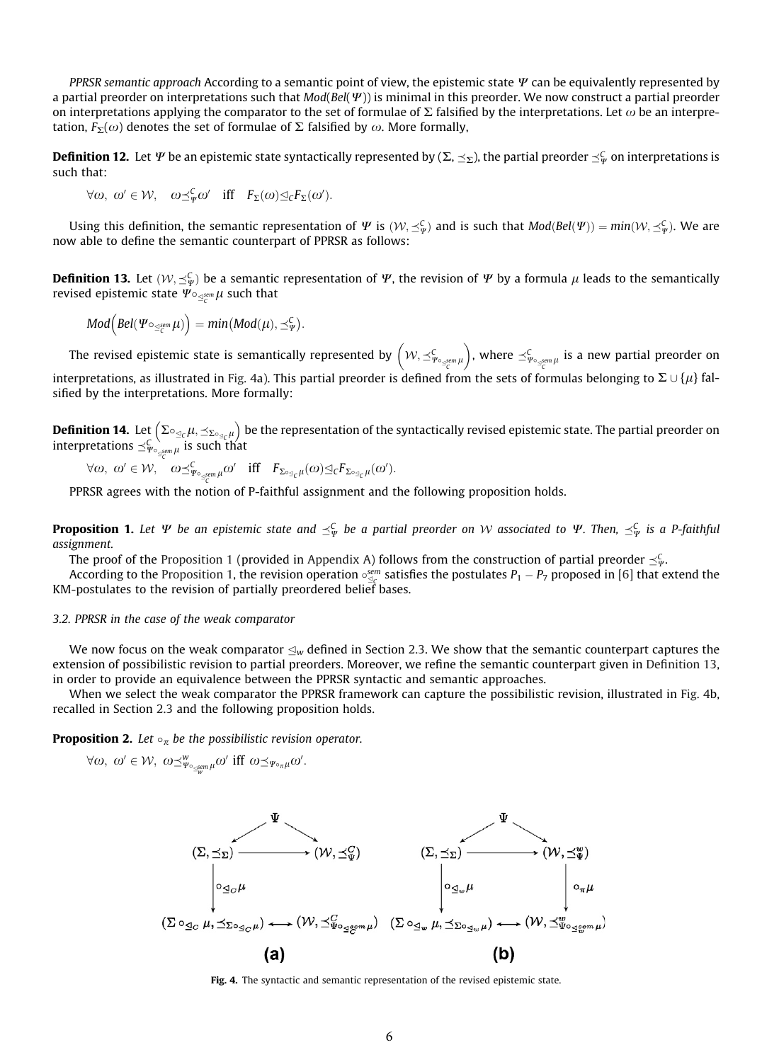*PPRSR semantic approach* According to a semantic point of view, the epistemic state $\Psi$ can be equivalently represented by a partial preorder on interpretations such that $Mod(Bel(\Psi))$ is minimal in this preorder. We now construct a partial preorder on interpretations applying the comparator to the set of formulae of $\Sigma$ falsified by the interpretations. Let $\omega$ be an interpretation, $F_\Sigma(\omega)$ denotes the set of formulae of $\Sigma$ falsified by $\omega$. More formally,

**Definition 12.** Let $\Psi$ be an epistemic state syntactically represented by $(\Sigma, \preceq_\Sigma)$, the partial preorder $\preceq_\Psi^C$ on interpretations is such that:

$$\forall \omega,\ \omega' \in \mathcal{W}, \quad \omega \preceq_\Psi^C \omega' \quad \text{iff} \quad F_\Sigma(\omega) \trianglelefteq_C F_\Sigma(\omega').$$

Using this definition, the semantic representation of $\Psi$ is $(\mathcal{W}, \preceq_\Psi^C)$ and is such that $Mod(Bel(\Psi)) = min(\mathcal{W}, \preceq_\Psi^C)$. We are now able to define the semantic counterpart of PPRSR as follows:

**Definition 13.** Let $(\mathcal{W}, \preceq_\Psi^C)$ be a semantic representation of $\Psi$, the revision of $\Psi$ by a formula $\mu$ leads to the semantically revised epistemic state $\Psi \circ_{\trianglelefteq_C^{sem}} \mu$ such that

$$Mod\Big(Bel(\Psi \circ_{\trianglelefteq_C^{sem}} \mu)\Big) = min\big(Mod(\mu), \preceq_\Psi^C\big).$$

The revised epistemic state is semantically represented by $\Big(\mathcal{W}, \preceq^C_{\Psi \circ_{\trianglelefteq_C^{sem}} \mu}\Big)$, where $\preceq^C_{\Psi \circ_{\trianglelefteq_C^{sem}} \mu}$ is a new partial preorder on interpretations, as illustrated in Fig. 4a). This partial preorder is defined from the sets of formulas belonging to $\Sigma \cup \{\mu\}$ falsified by the interpretations. More formally:

**Definition 14.** Let $\Big(\Sigma \circ_{\trianglelefteq_C} \mu, \preceq_{\Sigma \circ_{\trianglelefteq_C} \mu}\Big)$ be the representation of the syntactically revised epistemic state. The partial preorder on interpretations $\preceq^C_{\Psi \circ_{\trianglelefteq_C^{sem}} \mu}$ is such that

$$\forall \omega,\ \omega' \in \mathcal{W}, \quad \omega \preceq^C_{\Psi \circ_{\trianglelefteq_C^{sem}} \mu} \omega' \quad \text{iff} \quad F_{\Sigma \circ_{\trianglelefteq_C} \mu}(\omega) \trianglelefteq_C F_{\Sigma \circ_{\trianglelefteq_C} \mu}(\omega').$$

PPRSR agrees with the notion of P-faithful assignment and the following proposition holds.

**Proposition 1.** *Let $\Psi$ be an epistemic state and $\preceq_\Psi^C$ be a partial preorder on $\mathcal{W}$ associated to $\Psi$. Then, $\preceq_\Psi^C$ is a P-faithful assignment.*

The proof of the Proposition 1 (provided in Appendix A) follows from the construction of partial preorder $\preceq_\Psi^C$.

According to the Proposition 1, the revision operation $\circ^{sem}_{\trianglelefteq_C}$ satisfies the postulates $P_1 - P_7$ proposed in [6] that extend the KM-postulates to the revision of partially preordered belief bases.

### 3.2. PPRSR in the case of the weak comparator

We now focus on the weak comparator $\trianglelefteq_w$ defined in Section 2.3. We show that the semantic counterpart captures the extension of possibilistic revision to partial preorders. Moreover, we refine the semantic counterpart given in Definition 13, in order to provide an equivalence between the PPRSR syntactic and semantic approaches.

When we select the weak comparator the PPRSR framework can capture the possibilistic revision, illustrated in Fig. 4b, recalled in Section 2.3 and the following proposition holds.

**Proposition 2.** *Let $\circ_\pi$ be the possibilistic revision operator.*

$$\forall \omega,\ \omega' \in \mathcal{W},\ \omega \preceq^w_{\Psi \circ_{\trianglelefteq_w^{sem}} \mu} \omega' \text{ iff } \omega \preceq_{\Psi \circ_\pi \mu} \omega'.$$

Fig. 4. The syntactic and semantic representation of the revised epistemic state.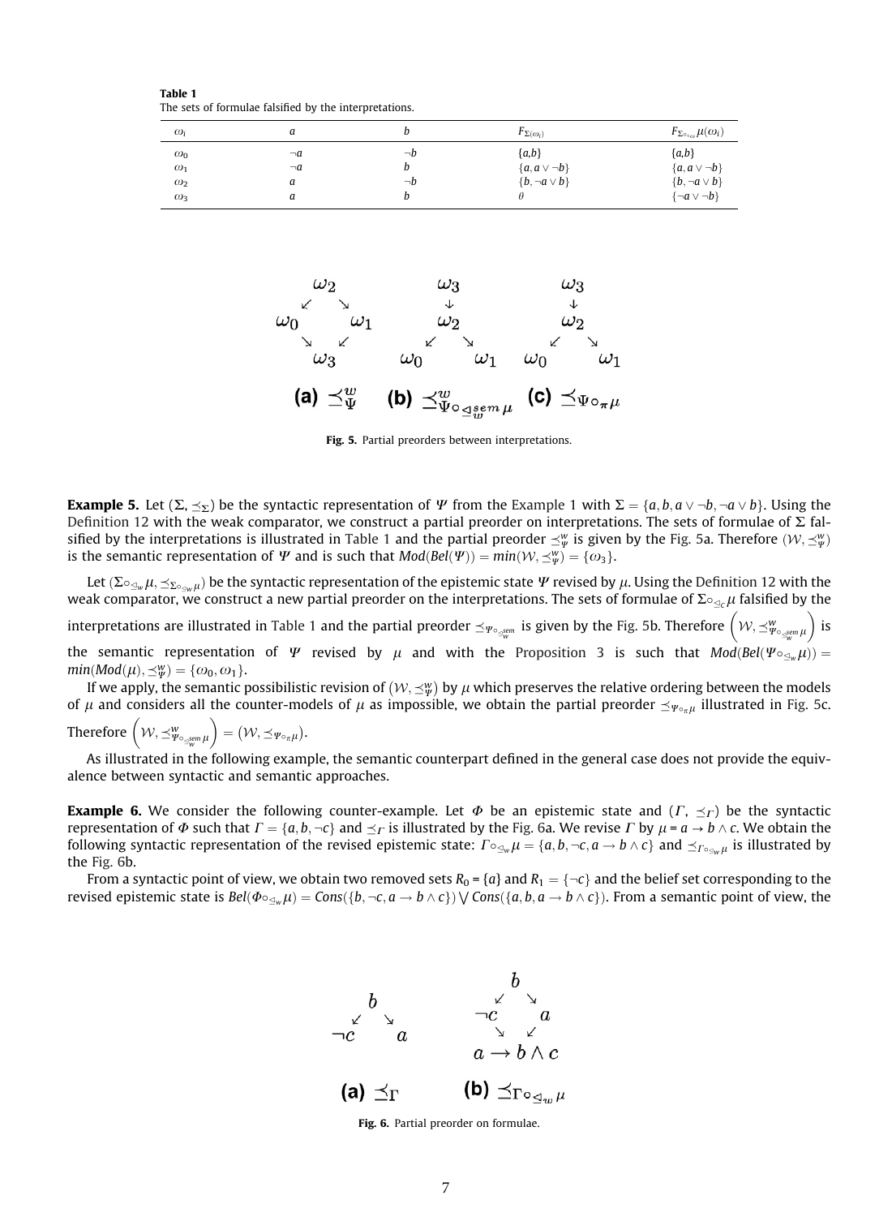**Table 1**
The sets of formulae falsified by the interpretations.

| $\omega_i$ | $a$ | $b$ | $F_{\Sigma(\omega_i)}$ | $F_{\Sigma\circ_{\trianglelefteq_w}\mu}(\omega_i)$ |
|---|---|---|---|---|
| $\omega_0$ | $\neg a$ | $\neg b$ | $\{a,b\}$ | $\{a,b\}$ |
| $\omega_1$ | $\neg a$ | $b$ | $\{a, a \vee \neg b\}$ | $\{a, a \vee \neg b\}$ |
| $\omega_2$ | $a$ | $\neg b$ | $\{b, \neg a \vee b\}$ | $\{b, \neg a \vee b\}$ |
| $\omega_3$ | $a$ | $b$ | $\emptyset$ | $\{\neg a \vee \neg b\}$ |

$$
\begin{array}{ccc}
\begin{array}{ccc} & \omega_2 & \\ \swarrow & & \searrow \\ \omega_0 & & \omega_1 \\ \searrow & & \swarrow \\ & \omega_3 & \end{array}
&
\begin{array}{ccc} & \omega_3 & \\ & \downarrow & \\ & \omega_2 & \\ \swarrow & & \searrow \\ \omega_0 & & \omega_1 \end{array}
&
\begin{array}{ccc} & \omega_3 & \\ & \downarrow & \\ & \omega_2 & \\ \swarrow & & \searrow \\ \omega_0 & & \omega_1 \end{array}
\\
\textbf{(a)}\ \preceq^w_\Psi & \textbf{(b)}\ \preceq^w_{\Psi\circ_{\trianglelefteq^{sem}_w}\mu} & \textbf{(c)}\ \preceq_{\Psi\circ_\pi\mu}
\end{array}
$$

**Fig. 5.** Partial preorders between interpretations.

**Example 5.** Let $(\Sigma, \preceq_\Sigma)$ be the syntactic representation of $\Psi$ from the Example 1 with $\Sigma = \{a, b, a \vee \neg b, \neg a \vee b\}$. Using the Definition 12 with the weak comparator, we construct a partial preorder on interpretations. The sets of formulae of $\Sigma$ falsified by the interpretations is illustrated in Table 1 and the partial preorder $\preceq^w_\Psi$ is given by the Fig. 5a. Therefore $(\mathcal{W}, \preceq^w_\Psi)$ is the semantic representation of $\Psi$ and is such that $Mod(Bel(\Psi)) = min(\mathcal{W}, \preceq^w_\Psi) = \{\omega_3\}$.

Let $(\Sigma\circ_{\trianglelefteq_w}\mu, \preceq_{\Sigma\circ_{\trianglelefteq_w}\mu})$ be the syntactic representation of the epistemic state $\Psi$ revised by $\mu$. Using the Definition 12 with the weak comparator, we construct a new partial preorder on the interpretations. The sets of formulae of $\Sigma\circ_{\trianglelefteq_C}\mu$ falsified by the interpretations are illustrated in Table 1 and the partial preorder $\preceq_{\Psi\circ_{\trianglelefteq^{sem}_w}}$ is given by the Fig. 5b. Therefore $\left(\mathcal{W}, \preceq^w_{\Psi\circ_{\trianglelefteq^{sem}_w}\mu}\right)$ is the semantic representation of $\Psi$ revised by $\mu$ and with the Proposition 3 is such that $Mod(Bel(\Psi\circ_{\trianglelefteq_w}\mu)) = min(Mod(\mu), \preceq^w_\Psi) = \{\omega_0, \omega_1\}$.

If we apply, the semantic possibilistic revision of $(\mathcal{W}, \preceq^w_\Psi)$ by $\mu$ which preserves the relative ordering between the models of $\mu$ and considers all the counter-models of $\mu$ as impossible, we obtain the partial preorder $\preceq_{\Psi\circ_\pi\mu}$ illustrated in Fig. 5c. Therefore $\left(\mathcal{W}, \preceq^w_{\Psi\circ_{\trianglelefteq^{sem}_w}\mu}\right) = (\mathcal{W}, \preceq_{\Psi\circ_\pi\mu})$.

As illustrated in the following example, the semantic counterpart defined in the general case does not provide the equivalence between syntactic and semantic approaches.

**Example 6.** We consider the following counter-example. Let $\Phi$ be an epistemic state and $(\Gamma, \preceq_\Gamma)$ be the syntactic representation of $\Phi$ such that $\Gamma = \{a, b, \neg c\}$ and $\preceq_\Gamma$ is illustrated by the Fig. 6a. We revise $\Gamma$ by $\mu = a \rightarrow b \wedge c$. We obtain the following syntactic representation of the revised epistemic state: $\Gamma\circ_{\trianglelefteq_w}\mu = \{a, b, \neg c, a \rightarrow b \wedge c\}$ and $\preceq_{\Gamma\circ_{\trianglelefteq_w}\mu}$ is illustrated by the Fig. 6b.

From a syntactic point of view, we obtain two removed sets $R_0 = \{a\}$ and $R_1 = \{\neg c\}$ and the belief set corresponding to the revised epistemic state is $Bel(\Phi\circ_{\trianglelefteq_w}\mu) = Cons(\{b, \neg c, a \rightarrow b \wedge c\}) \bigvee Cons(\{a, b, a \rightarrow b \wedge c\})$. From a semantic point of view, the

$$
\begin{array}{cc}
\begin{array}{ccc} & b & \\ \swarrow & & \searrow \\ \neg c & & a \end{array}
&
\begin{array}{ccc} & b & \\ \swarrow & & \searrow \\ \neg c & & a \\ \searrow & & \swarrow \\ & a \rightarrow b \wedge c & \end{array}
\\
\textbf{(a)}\ \preceq_\Gamma & \textbf{(b)}\ \preceq_{\Gamma\circ_{\trianglelefteq_w}\mu}
\end{array}
$$

**Fig. 6.** Partial preorder on formulae.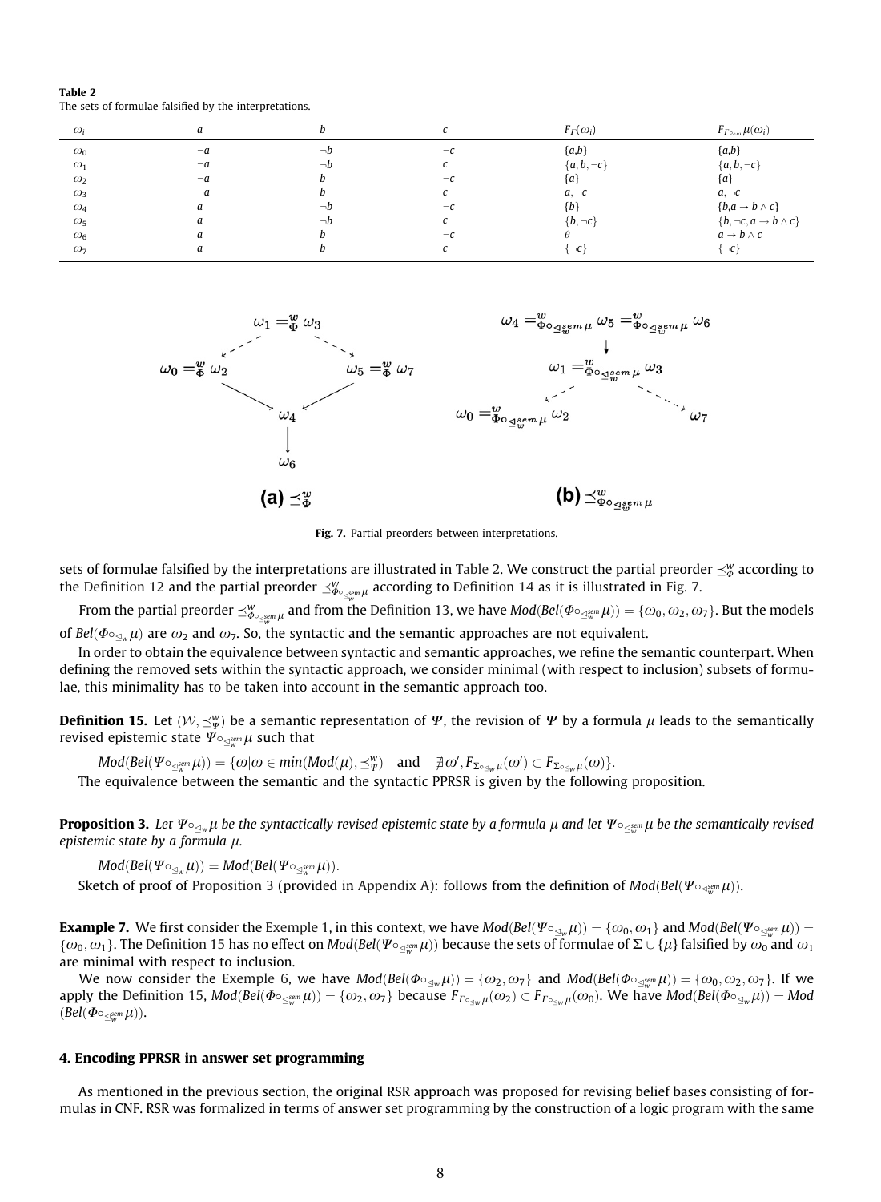**Table 2**
The sets of formulae falsified by the interpretations.

| $\omega_i$ | $a$ | $b$ | $c$ | $F_\Gamma(\omega_i)$ | $F_{\Gamma\circ_{\unlhd w}}\mu(\omega_i)$ |
|---|---|---|---|---|---|
| $\omega_0$ | $\neg a$ | $\neg b$ | $\neg c$ | $\{a,b\}$ | $\{a,b\}$ |
| $\omega_1$ | $\neg a$ | $\neg b$ | $c$ | $\{a, b, \neg c\}$ | $\{a, b, \neg c\}$ |
| $\omega_2$ | $\neg a$ | $b$ | $\neg c$ | $\{a\}$ | $\{a\}$ |
| $\omega_3$ | $\neg a$ | $b$ | $c$ | $a, \neg c$ | $a, \neg c$ |
| $\omega_4$ | $a$ | $\neg b$ | $\neg c$ | $\{b\}$ | $\{b, a \to b \wedge c\}$ |
| $\omega_5$ | $a$ | $\neg b$ | $c$ | $\{b, \neg c\}$ | $\{b, \neg c, a \to b \wedge c\}$ |
| $\omega_6$ | $a$ | $b$ | $\neg c$ | $\emptyset$ | $a \to b \wedge c$ |
| $\omega_7$ | $a$ | $b$ | $c$ | $\{\neg c\}$ | $\{\neg c\}$ |

(a) $\preceq^w_\Phi$ — (b) $\preceq^w_{\Phi\circ_{\unlhd^{sem}_w}\mu}$

Fig. 7. Partial preorders between interpretations.

sets of formulae falsified by the interpretations are illustrated in Table 2. We construct the partial preorder $\preceq^w_\Phi$ according to the Definition 12 and the partial preorder $\preceq^w_{\Phi\circ_{\unlhd^{sem}_w}\mu}$ according to Definition 14 as it is illustrated in Fig. 7.

From the partial preorder $\preceq^w_{\Phi\circ_{\unlhd^{sem}_w}\mu}$ and from the Definition 13, we have $Mod(Bel(\Phi\circ_{\unlhd^{sem}_w}\mu)) = \{\omega_0, \omega_2, \omega_7\}$. But the models of $Bel(\Phi\circ_{\unlhd_w}\mu)$ are $\omega_2$ and $\omega_7$. So, the syntactic and the semantic approaches are not equivalent.

In order to obtain the equivalence between syntactic and semantic approaches, we refine the semantic counterpart. When defining the removed sets within the syntactic approach, we consider minimal (with respect to inclusion) subsets of formulae, this minimality has to be taken into account in the semantic approach too.

**Definition 15.** Let $(\mathcal{W}, \preceq^w_\Psi)$ be a semantic representation of $\Psi$, the revision of $\Psi$ by a formula $\mu$ leads to the semantically revised epistemic state $\Psi\circ_{\unlhd^{sem}_w}\mu$ such that

$$Mod(Bel(\Psi\circ_{\unlhd^{sem}_w}\mu)) = \{\omega | \omega \in min(Mod(\mu), \preceq^w_\Psi) \quad \text{and} \quad \nexists \omega', F_{\Sigma\circ_{\unlhd_w}\mu}(\omega') \subset F_{\Sigma\circ_{\unlhd_w}\mu}(\omega)\}.$$

The equivalence between the semantic and the syntactic PPRSR is given by the following proposition.

**Proposition 3.** *Let $\Psi\circ_{\unlhd_w}\mu$ be the syntactically revised epistemic state by a formula $\mu$ and let $\Psi\circ_{\unlhd^{sem}_w}\mu$ be the semantically revised epistemic state by a formula $\mu$.*

$$Mod(Bel(\Psi\circ_{\unlhd_w}\mu)) = Mod(Bel(\Psi\circ_{\unlhd^{sem}_w}\mu)).$$

Sketch of proof of Proposition 3 (provided in Appendix A): follows from the definition of $Mod(Bel(\Psi\circ_{\unlhd^{sem}_w}\mu))$.

**Example 7.** We first consider the Exemple 1, in this context, we have $Mod(Bel(\Psi\circ_{\unlhd_w}\mu)) = \{\omega_0, \omega_1\}$ and $Mod(Bel(\Psi\circ_{\unlhd^{sem}_w}\mu)) = \{\omega_0, \omega_1\}$. The Definition 15 has no effect on $Mod(Bel(\Psi\circ_{\unlhd^{sem}_w}\mu))$ because the sets of formulae of $\Sigma \cup \{\mu\}$ falsified by $\omega_0$ and $\omega_1$ are minimal with respect to inclusion.

We now consider the Exemple 6, we have $Mod(Bel(\Phi\circ_{\unlhd_w}\mu)) = \{\omega_2, \omega_7\}$ and $Mod(Bel(\Phi\circ_{\unlhd^{sem}_w}\mu)) = \{\omega_0, \omega_2, \omega_7\}$. If we apply the Definition 15, $Mod(Bel(\Phi\circ_{\unlhd^{sem}_w}\mu)) = \{\omega_2, \omega_7\}$ because $F_{\Gamma\circ_{\unlhd_w}\mu}(\omega_2) \subset F_{\Gamma\circ_{\unlhd_w}\mu}(\omega_0)$. We have $Mod(Bel(\Phi\circ_{\unlhd_w}\mu)) = Mod(Bel(\Phi\circ_{\unlhd^{sem}_w}\mu))$.

## 4. Encoding PPRSR in answer set programming

As mentioned in the previous section, the original RSR approach was proposed for revising belief bases consisting of formulas in CNF. RSR was formalized in terms of answer set programming by the construction of a logic program with the same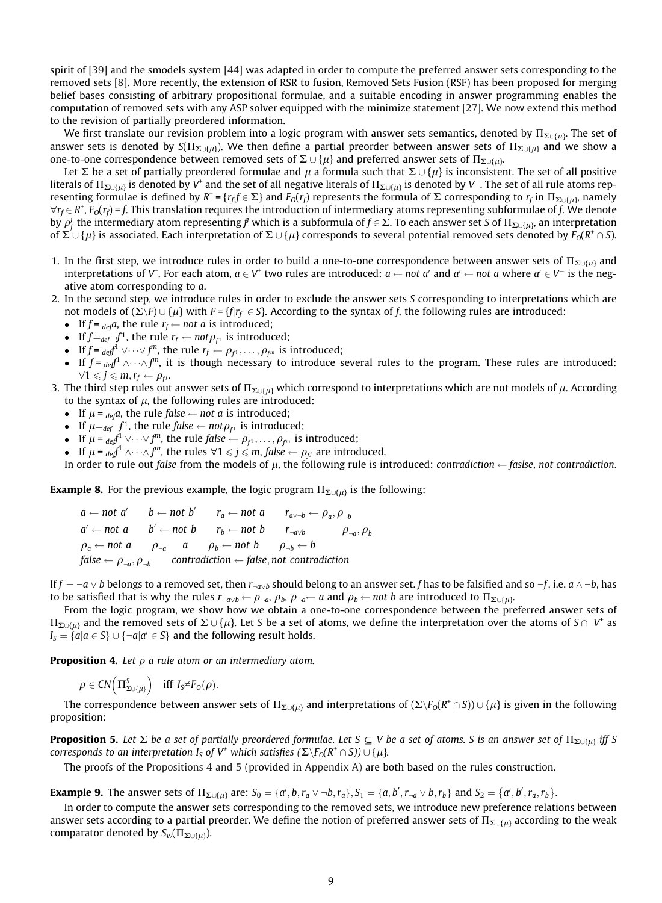spirit of [39] and the smodels system [44] was adapted in order to compute the preferred answer sets corresponding to the removed sets [8]. More recently, the extension of RSR to fusion, Removed Sets Fusion (RSF) has been proposed for merging belief bases consisting of arbitrary propositional formulae, and a suitable encoding in answer programming enables the computation of removed sets with any ASP solver equipped with the minimize statement [27]. We now extend this method to the revision of partially preordered information.

We first translate our revision problem into a logic program with answer sets semantics, denoted by $\Pi_{\Sigma\cup\{\mu\}}$. The set of answer sets is denoted by $S(\Pi_{\Sigma\cup\{\mu\}})$. We then define a partial preorder between answer sets of $\Pi_{\Sigma\cup\{\mu\}}$ and we show a one-to-one correspondence between removed sets of $\Sigma \cup \{\mu\}$ and preferred answer sets of $\Pi_{\Sigma\cup\{\mu\}}$.

Let $\Sigma$ be a set of partially preordered formulae and $\mu$ a formula such that $\Sigma \cup \{\mu\}$ is inconsistent. The set of all positive literals of $\Pi_{\Sigma\cup\{\mu\}}$ is denoted by $V^+$ and the set of all negative literals of $\Pi_{\Sigma\cup\{\mu\}}$ is denoted by $V^-$. The set of all rule atoms representing formulae is defined by $R^+ = \{r_f | f \in \Sigma\}$ and $F_O(r_f)$ represents the formula of $\Sigma$ corresponding to $r_f$ in $\Pi_{\Sigma\cup\{\mu\}}$, namely $\forall r_f \in R^+, F_O(r_f) = f$. This translation requires the introduction of intermediary atoms representing subformulae of $f$. We denote by $\rho^j_f$ the intermediary atom representing $f^j$ which is a subformula of $f \in \Sigma$. To each answer set $S$ of $\Pi_{\Sigma\cup\{\mu\}}$, an interpretation of $\Sigma \cup \{\mu\}$ is associated. Each interpretation of $\Sigma \cup \{\mu\}$ corresponds to several potential removed sets denoted by $F_O(R^+ \cap S)$.

1. In the first step, we introduce rules in order to build a one-to-one correspondence between answer sets of $\Pi_{\Sigma\cup\{\mu\}}$ and interpretations of $V^+$. For each atom, $a \in V^+$ two rules are introduced: $a \leftarrow not\ a'$ and $a' \leftarrow not\ a$ where $a' \in V^-$ is the negative atom corresponding to $a$.
2. In the second step, we introduce rules in order to exclude the answer sets $S$ corresponding to interpretations which are not models of $(\Sigma \backslash F) \cup \{\mu\}$ with $F = \{f | r_f \in S\}$. According to the syntax of $f$, the following rules are introduced:
   - If $f =_{def} a$, the rule $r_f \leftarrow not\ a$ is introduced;
   - If $f =_{def} \neg f^1$, the rule $r_f \leftarrow not \rho_{f^1}$ is introduced;
   - If $f =_{def} f^1 \vee \cdots \vee f^m$, the rule $r_f \leftarrow \rho_{f^1}, \ldots, \rho_{f^m}$ is introduced;
   - If $f =_{def} f^1 \wedge \cdots \wedge f^m$, it is though necessary to introduce several rules to the program. These rules are introduced: $\forall 1 \leqslant j \leqslant m, r_f \leftarrow \rho_{f^j}$.
3. The third step rules out answer sets of $\Pi_{\Sigma\cup\{\mu\}}$ which correspond to interpretations which are not models of $\mu$. According to the syntax of $\mu$, the following rules are introduced:
   - If $\mu =_{def} a$, the rule $false \leftarrow not\ a$ is introduced;
   - If $\mu =_{def} \neg f^1$, the rule $false \leftarrow not \rho_{f^1}$ is introduced;
   - If $\mu =_{def} f^1 \vee \cdots \vee f^m$, the rule $false \leftarrow \rho_{f^1}, \ldots, \rho_{f^m}$ is introduced;
   - If $\mu =_{def} f^1 \wedge \cdots \wedge f^m$, the rules $\forall 1 \leqslant j \leqslant m$, $false \leftarrow \rho_{f^j}$ are introduced.

   In order to rule out *false* from the models of $\mu$, the following rule is introduced: $contradiction \leftarrow faslse, not\ contradiction$.

**Example 8.** For the previous example, the logic program $\Pi_{\Sigma\cup\{\mu\}}$ is the following:

$$
\begin{array}{llll}
a \leftarrow not\ a' & b \leftarrow not\ b' & r_a \leftarrow not\ a & r_{a\vee\neg b} \leftarrow \rho_a, \rho_{\neg b} \\
a' \leftarrow not\ a & b' \leftarrow not\ b & r_b \leftarrow not\ b & r_{\neg a \vee b} \quad\quad \rho_{\neg a}, \rho_b \\
\rho_a \leftarrow not\ a & \rho_{\neg a} \quad a & \rho_b \leftarrow not\ b & \rho_{\neg b} \leftarrow b \\
false \leftarrow \rho_{\neg a}, \rho_{\neg b} & contradiction \leftarrow false, not\ contradiction & &
\end{array}
$$

If $f = \neg a \vee b$ belongs to a removed set, then $r_{\neg a \vee b}$ should belong to an answer set. $f$ has to be falsified and so $\neg f$, i.e. $a \wedge \neg b$, has to be satisfied that is why the rules $r_{\neg a \vee b} \leftarrow \rho_{\neg a}, \rho_b, \rho_{\neg a} \leftarrow a$ and $\rho_b \leftarrow not\ b$ are introduced to $\Pi_{\Sigma\cup\{\mu\}}$.

From the logic program, we show how we obtain a one-to-one correspondence between the preferred answer sets of $\Pi_{\Sigma\cup\{\mu\}}$ and the removed sets of $\Sigma \cup \{\mu\}$. Let $S$ be a set of atoms, we define the interpretation over the atoms of $S \cap V^+$ as $I_S = \{a | a \in S\} \cup \{\neg a | a' \in S\}$ and the following result holds.

**Proposition 4.** *Let $\rho$ a rule atom or an intermediary atom.*

$$\rho \in CN\left(\Pi^S_{\Sigma\cup\{\mu\}}\right) \quad \text{iff } I_S \nvDash F_O(\rho).$$

The correspondence between answer sets of $\Pi_{\Sigma\cup\{\mu\}}$ and interpretations of $(\Sigma \backslash F_O(R^+ \cap S)) \cup \{\mu\}$ is given in the following proposition:

**Proposition 5.** *Let $\Sigma$ be a set of partially preordered formulae. Let $S \subseteq V$ be a set of atoms. $S$ is an answer set of $\Pi_{\Sigma\cup\{\mu\}}$ iff $S$ corresponds to an interpretation $I_S$ of $V^+$ which satisfies $(\Sigma \backslash F_O(R^+ \cap S)) \cup \{\mu\}$.*

The proofs of the Propositions 4 and 5 (provided in Appendix A) are both based on the rules construction.

**Example 9.** The answer sets of $\Pi_{\Sigma\cup\{\mu\}}$ are: $S_0 = \{a', b, r_a \vee \neg b, r_a\}, S_1 = \{a, b', r_{\neg a} \vee b, r_b\}$ and $S_2 = \{a', b', r_a, r_b\}$.

In order to compute the answer sets corresponding to the removed sets, we introduce new preference relations between answer sets according to a partial preorder. We define the notion of preferred answer sets of $\Pi_{\Sigma\cup\{\mu\}}$ according to the weak comparator denoted by $S_w(\Pi_{\Sigma\cup\{\mu\}})$.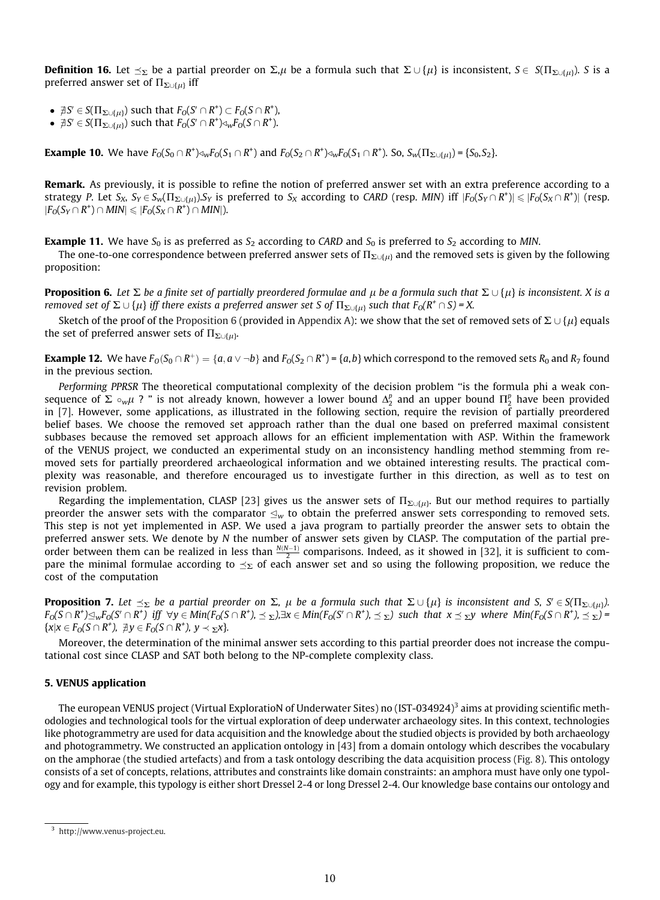**Definition 16.** Let $\preceq_\Sigma$ be a partial preorder on $\Sigma$,$\mu$ be a formula such that $\Sigma \cup \{\mu\}$ is inconsistent, $S \in S(\Pi_{\Sigma\cup\{\mu\}})$. $S$ is a preferred answer set of $\Pi_{\Sigma\cup\{\mu\}}$ iff

- $\nexists S' \in S(\Pi_{\Sigma\cup\{\mu\}})$ such that $F_O(S' \cap R^+) \subset F_O(S \cap R^+)$,
- $\nexists S' \in S(\Pi_{\Sigma\cup\{\mu\}})$ such that $F_O(S' \cap R^+) \lhd_w F_O(S \cap R^+)$.

**Example 10.** We have $F_O(S_0 \cap R^+) \lhd_w F_O(S_1 \cap R^+)$ and $F_O(S_2 \cap R^+) \lhd_w F_O(S_1 \cap R^+)$. So, $S_w(\Pi_{\Sigma\cup\{\mu\}}) = \{S_0, S_2\}$.

**Remark.** As previously, it is possible to refine the notion of preferred answer set with an extra preference according to a strategy *P*. Let $S_X$, $S_Y \in S_w(\Pi_{\Sigma\cup\{\mu\}})$.$S_Y$ is preferred to $S_X$ according to *CARD* (resp. *MIN*) iff $|F_O(S_Y \cap R^+)| \leqslant |F_O(S_X \cap R^+)|$ (resp. $|F_O(S_Y \cap R^+) \cap MIN| \leqslant |F_O(S_X \cap R^+) \cap MIN|$).

**Example 11.** We have $S_0$ is as preferred as $S_2$ according to *CARD* and $S_0$ is preferred to $S_2$ according to *MIN*.

The one-to-one correspondence between preferred answer sets of $\Pi_{\Sigma\cup\{\mu\}}$ and the removed sets is given by the following proposition:

**Proposition 6.** *Let $\Sigma$ be a finite set of partially preordered formulae and $\mu$ be a formula such that $\Sigma \cup \{\mu\}$ is inconsistent. X is a removed set of $\Sigma \cup \{\mu\}$ iff there exists a preferred answer set S of $\Pi_{\Sigma\cup\{\mu\}}$ such that $F_O(R^+ \cap S) = X$.*

Sketch of the proof of the Proposition 6 (provided in Appendix A): we show that the set of removed sets of $\Sigma \cup \{\mu\}$ equals the set of preferred answer sets of $\Pi_{\Sigma\cup\{\mu\}}$.

**Example 12.** We have $F_O(S_0 \cap R^+) = \{a, a \vee \neg b\}$ and $F_O(S_2 \cap R^+) = \{a, b\}$ which correspond to the removed sets $R_0$ and $R_7$ found in the previous section.

*Performing PPRSR* The theoretical computational complexity of the decision problem "is the formula phi a weak consequence of $\Sigma \circ_w \mu$ ? " is not already known, however a lower bound $\Delta_2^p$ and an upper bound $\Pi_2^p$ have been provided in [7]. However, some applications, as illustrated in the following section, require the revision of partially preordered belief bases. We choose the removed set approach rather than the dual one based on preferred maximal consistent subbases because the removed set approach allows for an efficient implementation with ASP. Within the framework of the VENUS project, we conducted an experimental study on an inconsistency handling method stemming from removed sets for partially preordered archaeological information and we obtained interesting results. The practical complexity was reasonable, and therefore encouraged us to investigate further in this direction, as well as to test on revision problem.

Regarding the implementation, CLASP [23] gives us the answer sets of $\Pi_{\Sigma\cup\{\mu\}}$. But our method requires to partially preorder the answer sets with the comparator $\unlhd_w$ to obtain the preferred answer sets corresponding to removed sets. This step is not yet implemented in ASP. We used a java program to partially preorder the answer sets to obtain the preferred answer sets. We denote by *N* the number of answer sets given by CLASP. The computation of the partial preorder between them can be realized in less than $\frac{N(N-1)}{2}$ comparisons. Indeed, as it showed in [32], it is sufficient to compare the minimal formulae according to $\preceq_\Sigma$ of each answer set and so using the following proposition, we reduce the cost of the computation

**Proposition 7.** *Let $\preceq_\Sigma$ be a partial preorder on $\Sigma$, $\mu$ be a formula such that $\Sigma \cup \{\mu\}$ is inconsistent and S, $S' \in S(\Pi_{\Sigma\cup\{\mu\}})$. $F_O(S \cap R^+) \unlhd_w F_O(S' \cap R^+)$ iff $\forall y \in Min(F_O(S \cap R^+), \preceq_\Sigma), \exists x \in Min(F_O(S' \cap R^+), \preceq_\Sigma)$ such that $x \preceq_\Sigma y$ where $Min(F_O(S \cap R^+), \preceq_\Sigma) = \{x | x \in F_O(S \cap R^+),\ \nexists y \in F_O(S \cap R^+),\ y \prec_\Sigma x\}$.*

Moreover, the determination of the minimal answer sets according to this partial preorder does not increase the computational cost since CLASP and SAT both belong to the NP-complete complexity class.

## 5. VENUS application

The european VENUS project (Virtual ExploratioN of Underwater Sites) no (IST-034924)[3] aims at providing scientific methodologies and technological tools for the virtual exploration of deep underwater archaeology sites. In this context, technologies like photogrammetry are used for data acquisition and the knowledge about the studied objects is provided by both archaeology and photogrammetry. We constructed an application ontology in [43] from a domain ontology which describes the vocabulary on the amphorae (the studied artefacts) and from a task ontology describing the data acquisition process (Fig. 8). This ontology consists of a set of concepts, relations, attributes and constraints like domain constraints: an amphora must have only one typology and for example, this typology is either short Dressel 2-4 or long Dressel 2-4. Our knowledge base contains our ontology and

[3] http://www.venus-project.eu.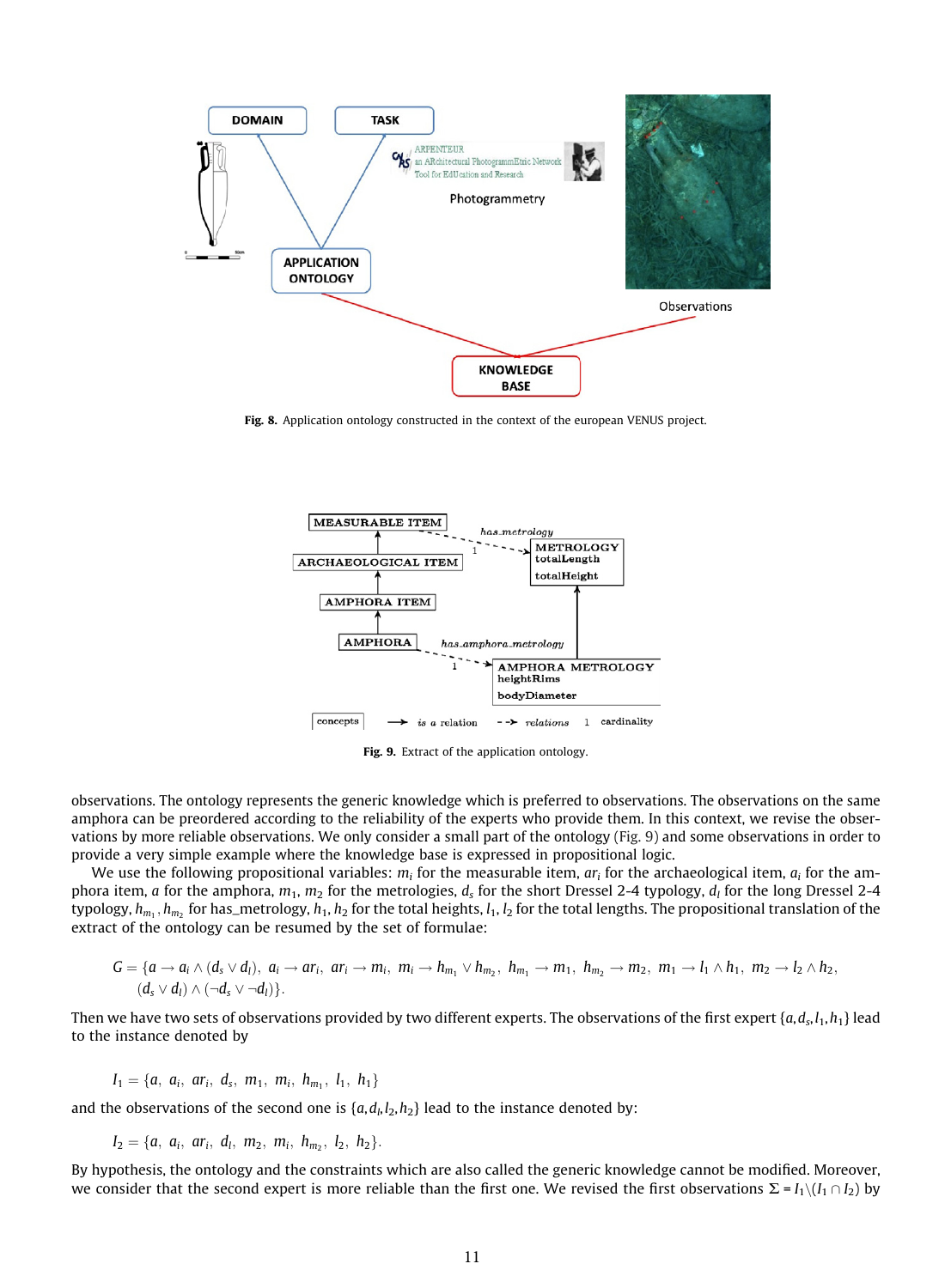**Fig. 8.** Application ontology constructed in the context of the european VENUS project.

**Fig. 9.** Extract of the application ontology.

observations. The ontology represents the generic knowledge which is preferred to observations. The observations on the same amphora can be preordered according to the reliability of the experts who provide them. In this context, we revise the observations by more reliable observations. We only consider a small part of the ontology (Fig. 9) and some observations in order to provide a very simple example where the knowledge base is expressed in propositional logic.

We use the following propositional variables: $m_i$ for the measurable item, $ar_i$ for the archaeological item, $a_i$ for the amphora item, $a$ for the amphora, $m_1$, $m_2$ for the metrologies, $d_s$ for the short Dressel 2-4 typology, $d_l$ for the long Dressel 2-4 typology, $h_{m_1}, h_{m_2}$ for has_metrology, $h_1$, $h_2$ for the total heights, $l_1$, $l_2$ for the total lengths. The propositional translation of the extract of the ontology can be resumed by the set of formulae:

$$G = \{a \rightarrow a_i \wedge (d_s \vee d_l),\ a_i \rightarrow ar_i,\ ar_i \rightarrow m_i,\ m_i \rightarrow h_{m_1} \vee h_{m_2},\ h_{m_1} \rightarrow m_1,\ h_{m_2} \rightarrow m_2,\ m_1 \rightarrow l_1 \wedge h_1,\ m_2 \rightarrow l_2 \wedge h_2,\ (d_s \vee d_l) \wedge (\neg d_s \vee \neg d_l)\}.$$

Then we have two sets of observations provided by two different experts. The observations of the first expert $\{a, d_s, l_1, h_1\}$ lead to the instance denoted by

$$I_1 = \{a,\ a_i,\ ar_i,\ d_s,\ m_1,\ m_i,\ h_{m_1},\ l_1,\ h_1\}$$

and the observations of the second one is $\{a, d_l, l_2, h_2\}$ lead to the instance denoted by:

$$I_2 = \{a,\ a_i,\ ar_i,\ d_l,\ m_2,\ m_i,\ h_{m_2},\ l_2,\ h_2\}.$$

By hypothesis, the ontology and the constraints which are also called the generic knowledge cannot be modified. Moreover, we consider that the second expert is more reliable than the first one. We revised the first observations $\Sigma = I_1 \backslash (I_1 \cap I_2)$ by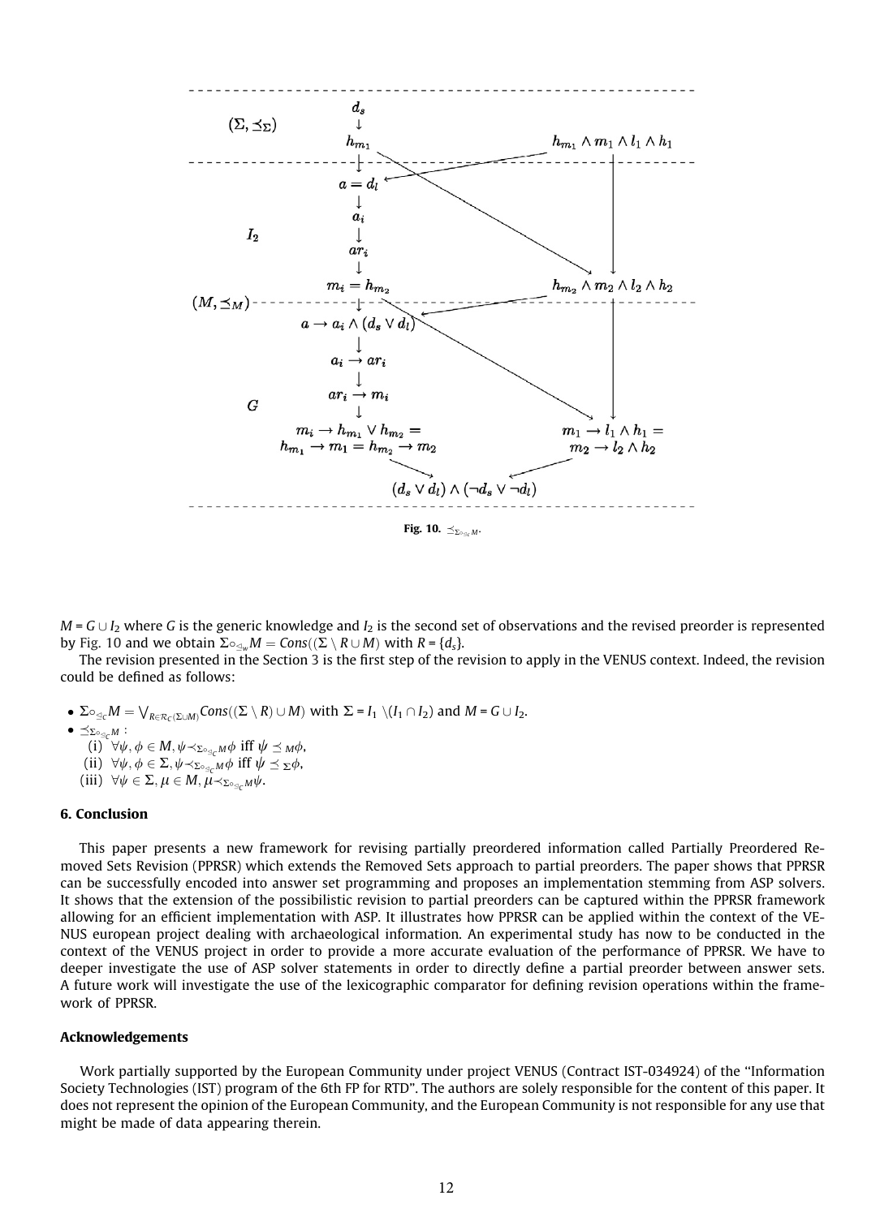Fig. 10. $\preceq_{\Sigma \circ_{\trianglelefteq_C} M}$.

$M = G \cup I_2$ where $G$ is the generic knowledge and $I_2$ is the second set of observations and the revised preorder is represented by Fig. 10 and we obtain $\Sigma \circ_{\trianglelefteq_w} M = Cons((\Sigma \setminus R \cup M)$ with $R = \{d_s\}$.

The revision presented in the Section 3 is the first step of the revision to apply in the VENUS context. Indeed, the revision could be defined as follows:

- $\Sigma \circ_{\trianglelefteq_C} M = \bigvee_{R \in \mathcal{R}_C(\Sigma \cup M)} Cons((\Sigma \setminus R) \cup M)$ with $\Sigma = I_1 \setminus (I_1 \cap I_2)$ and $M = G \cup I_2$.
- $\preceq_{\Sigma \circ_{\trianglelefteq_C} M}$ :
  - (i) $\forall \psi, \phi \in M, \psi \prec_{\Sigma \circ_{\trianglelefteq_C} M} \phi$ iff $\psi \preceq_M \phi$,
  - (ii) $\forall \psi, \phi \in \Sigma, \psi \prec_{\Sigma \circ_{\trianglelefteq_C} M} \phi$ iff $\psi \preceq_\Sigma \phi$,
  - (iii) $\forall \psi \in \Sigma, \mu \in M, \mu \prec_{\Sigma \circ_{\trianglelefteq_C} M} \psi$.

## 6. Conclusion

This paper presents a new framework for revising partially preordered information called Partially Preordered Removed Sets Revision (PPRSR) which extends the Removed Sets approach to partial preorders. The paper shows that PPRSR can be successfully encoded into answer set programming and proposes an implementation stemming from ASP solvers. It shows that the extension of the possibilistic revision to partial preorders can be captured within the PPRSR framework allowing for an efficient implementation with ASP. It illustrates how PPRSR can be applied within the context of the VENUS european project dealing with archaeological information. An experimental study has now to be conducted in the context of the VENUS project in order to provide a more accurate evaluation of the performance of PPRSR. We have to deeper investigate the use of ASP solver statements in order to directly define a partial preorder between answer sets. A future work will investigate the use of the lexicographic comparator for defining revision operations within the framework of PPRSR.

## Acknowledgements

Work partially supported by the European Community under project VENUS (Contract IST-034924) of the "Information Society Technologies (IST) program of the 6th FP for RTD". The authors are solely responsible for the content of this paper. It does not represent the opinion of the European Community, and the European Community is not responsible for any use that might be made of data appearing therein.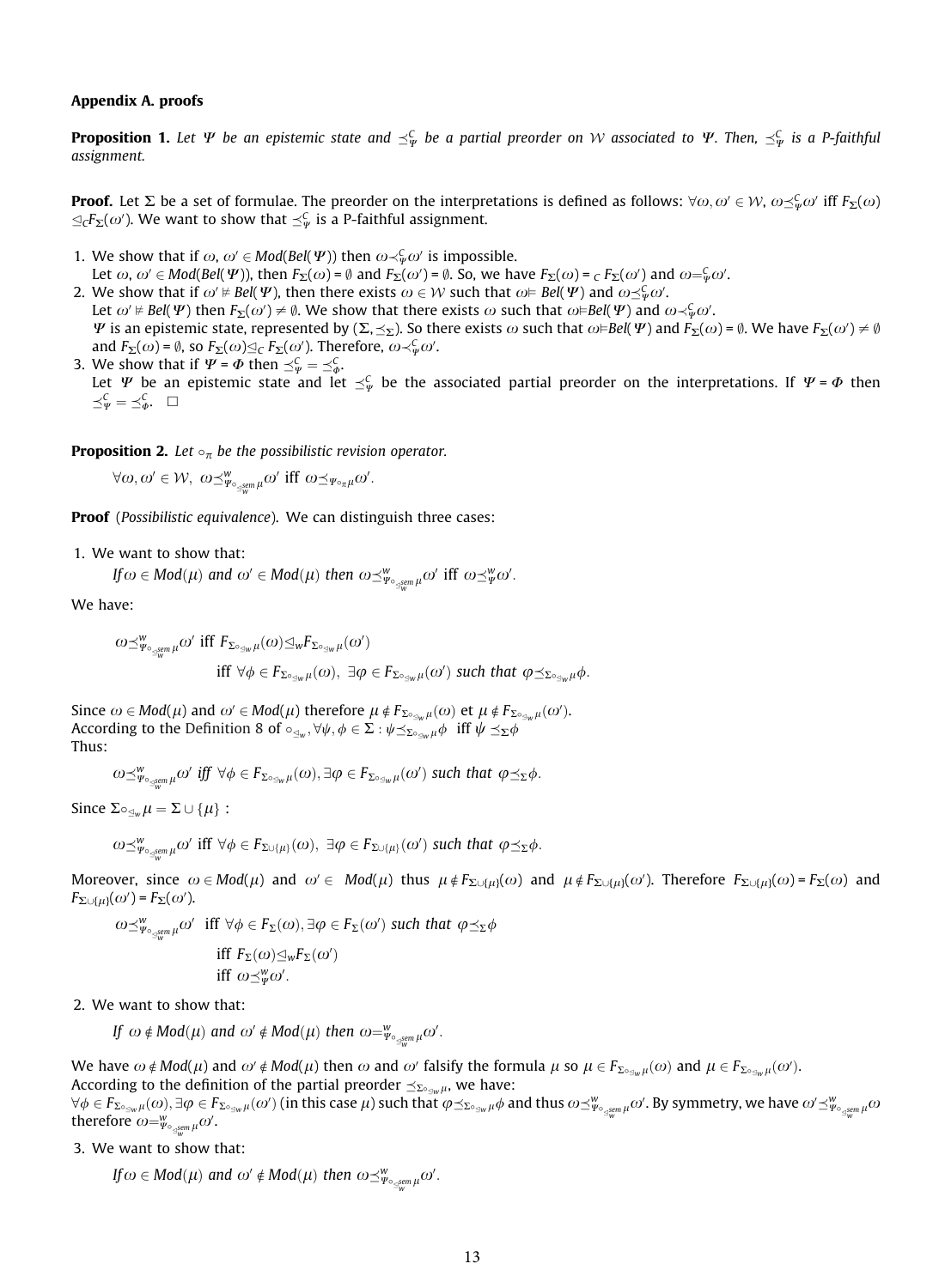## Appendix A. proofs

**Proposition 1.** *Let $\Psi$ be an epistemic state and $\preceq_{\Psi}^{C}$ be a partial preorder on $\mathcal{W}$ associated to $\Psi$. Then, $\preceq_{\Psi}^{C}$ is a P-faithful assignment.*

**Proof.** Let $\Sigma$ be a set of formulae. The preorder on the interpretations is defined as follows: $\forall \omega, \omega' \in \mathcal{W}$, $\omega \preceq_{\Psi}^{C} \omega'$ iff $F_{\Sigma}(\omega) \trianglelefteq_{C} F_{\Sigma}(\omega')$. We want to show that $\preceq_{\Psi}^{C}$ is a P-faithful assignment.

1. We show that if $\omega, \omega' \in Mod(Bel(\Psi))$ then $\omega \prec_{\Psi}^{C} \omega'$ is impossible.
   Let $\omega, \omega' \in Mod(Bel(\Psi))$, then $F_{\Sigma}(\omega) = \emptyset$ and $F_{\Sigma}(\omega') = \emptyset$. So, we have $F_{\Sigma}(\omega) =_{C} F_{\Sigma}(\omega')$ and $\omega =_{\Psi}^{C} \omega'$.
2. We show that if $\omega' \nvDash Bel(\Psi)$, then there exists $\omega \in \mathcal{W}$ such that $\omega \vDash Bel(\Psi)$ and $\omega \prec_{\Psi}^{C} \omega'$.
   Let $\omega' \nvDash Bel(\Psi)$ then $F_{\Sigma}(\omega') \neq \emptyset$. We show that there exists $\omega$ such that $\omega \vDash Bel(\Psi)$ and $\omega \prec_{\Psi}^{C} \omega'$.
   $\Psi$ is an epistemic state, represented by $(\Sigma, \preceq_{\Sigma})$. So there exists $\omega$ such that $\omega \vDash Bel(\Psi)$ and $F_{\Sigma}(\omega) = \emptyset$. We have $F_{\Sigma}(\omega') \neq \emptyset$ and $F_{\Sigma}(\omega) = \emptyset$, so $F_{\Sigma}(\omega) \triangleleft_{C} F_{\Sigma}(\omega')$. Therefore, $\omega \prec_{\Psi}^{C} \omega'$.
3. We show that if $\Psi = \Phi$ then $\preceq_{\Psi}^{C} = \preceq_{\Phi}^{C}$.
   Let $\Psi$ be an epistemic state and let $\preceq_{\Psi}^{C}$ be the associated partial preorder on the interpretations. If $\Psi = \Phi$ then $\preceq_{\Psi}^{C} = \preceq_{\Phi}^{C}$. $\square$

**Proposition 2.** *Let $\circ_{\pi}$ be the possibilistic revision operator.*

$$\forall \omega, \omega' \in \mathcal{W},\ \omega \preceq_{\Psi \circ_{\trianglelefteq_{w}}^{sem} \mu}^{w} \omega' \text{ iff } \omega \preceq_{\Psi \circ_{\pi} \mu} \omega'.$$

**Proof** (*Possibilistic equivalence*). We can distinguish three cases:

1. We want to show that:
   *If* $\omega \in Mod(\mu)$ *and* $\omega' \in Mod(\mu)$ *then* $\omega \preceq_{\Psi \circ_{\trianglelefteq_{w}}^{sem} \mu}^{w} \omega'$ iff $\omega \preceq_{\Psi}^{w} \omega'$.

We have:

$$\omega \preceq_{\Psi \circ_{\trianglelefteq_{w}}^{sem} \mu}^{w} \omega' \text{ iff } F_{\Sigma \circ_{\trianglelefteq_{w}} \mu}(\omega) \trianglelefteq_{w} F_{\Sigma \circ_{\trianglelefteq_{w}} \mu}(\omega')$$
$$\text{iff } \forall \phi \in F_{\Sigma \circ_{\trianglelefteq_{w}} \mu}(\omega),\ \exists \varphi \in F_{\Sigma \circ_{\trianglelefteq_{w}} \mu}(\omega') \textit{ such that } \varphi \preceq_{\Sigma \circ_{\trianglelefteq_{w}} \mu} \phi.$$

Since $\omega \in Mod(\mu)$ and $\omega' \in Mod(\mu)$ therefore $\mu \notin F_{\Sigma \circ_{\trianglelefteq_{w}} \mu}(\omega)$ et $\mu \notin F_{\Sigma \circ_{\trianglelefteq_{w}} \mu}(\omega')$.
According to the Definition 8 of $\circ_{\trianglelefteq_{w}}, \forall \psi, \phi \in \Sigma : \psi \preceq_{\Sigma \circ_{\trianglelefteq_{w}} \mu} \phi$ iff $\psi \preceq_{\Sigma} \phi$
Thus:

$$\omega \preceq_{\Psi \circ_{\trianglelefteq_{w}}^{sem} \mu}^{w} \omega' \textit{ iff } \forall \phi \in F_{\Sigma \circ_{\trianglelefteq_{w}} \mu}(\omega), \exists \varphi \in F_{\Sigma \circ_{\trianglelefteq_{w}} \mu}(\omega') \textit{ such that } \varphi \preceq_{\Sigma} \phi.$$

Since $\Sigma \circ_{\trianglelefteq_{w}} \mu = \Sigma \cup \{\mu\}$ :

$$\omega \preceq_{\Psi \circ_{\trianglelefteq_{w}}^{sem} \mu}^{w} \omega' \text{ iff } \forall \phi \in F_{\Sigma \cup \{\mu\}}(\omega),\ \exists \varphi \in F_{\Sigma \cup \{\mu\}}(\omega') \textit{ such that } \varphi \preceq_{\Sigma} \phi.$$

Moreover, since $\omega \in Mod(\mu)$ and $\omega' \in Mod(\mu)$ thus $\mu \notin F_{\Sigma \cup \{\mu\}}(\omega)$ and $\mu \notin F_{\Sigma \cup \{\mu\}}(\omega')$. Therefore $F_{\Sigma \cup \{\mu\}}(\omega) = F_{\Sigma}(\omega)$ and $F_{\Sigma \cup \{\mu\}}(\omega') = F_{\Sigma}(\omega')$.

$$\omega \preceq_{\Psi \circ_{\trianglelefteq_{w}}^{sem} \mu}^{w} \omega' \text{ iff } \forall \phi \in F_{\Sigma}(\omega), \exists \varphi \in F_{\Sigma}(\omega') \textit{ such that } \varphi \preceq_{\Sigma} \phi$$
$$\text{iff } F_{\Sigma}(\omega) \trianglelefteq_{w} F_{\Sigma}(\omega')$$
$$\text{iff } \omega \preceq_{\Psi}^{w} \omega'.$$

2. We want to show that:
   *If* $\omega \notin Mod(\mu)$ *and* $\omega' \notin Mod(\mu)$ *then* $\omega =_{\Psi \circ_{\trianglelefteq_{w}}^{sem} \mu}^{w} \omega'$.

We have $\omega \notin Mod(\mu)$ and $\omega' \notin Mod(\mu)$ then $\omega$ and $\omega'$ falsify the formula $\mu$ so $\mu \in F_{\Sigma \circ_{\trianglelefteq_{w}} \mu}(\omega)$ and $\mu \in F_{\Sigma \circ_{\trianglelefteq_{w}} \mu}(\omega')$.
According to the definition of the partial preorder $\preceq_{\Sigma \circ_{\trianglelefteq_{w}} \mu}$, we have:
$\forall \phi \in F_{\Sigma \circ_{\trianglelefteq_{w}} \mu}(\omega), \exists \varphi \in F_{\Sigma \circ_{\trianglelefteq_{w}} \mu}(\omega')$ (in this case $\mu$) such that $\varphi \preceq_{\Sigma \circ_{\trianglelefteq_{w}} \mu} \phi$ and thus $\omega \preceq_{\Psi \circ_{\trianglelefteq_{w}}^{sem} \mu}^{w} \omega'$. By symmetry, we have $\omega' \preceq_{\Psi \circ_{\trianglelefteq_{w}}^{sem} \mu}^{w} \omega$ therefore $\omega =_{\Psi \circ_{\trianglelefteq_{w}}^{sem} \mu}^{w} \omega'$.

3. We want to show that:
   *If* $\omega \in Mod(\mu)$ *and* $\omega' \notin Mod(\mu)$ *then* $\omega \prec_{\Psi \circ_{\trianglelefteq_{w}}^{sem} \mu}^{w} \omega'$.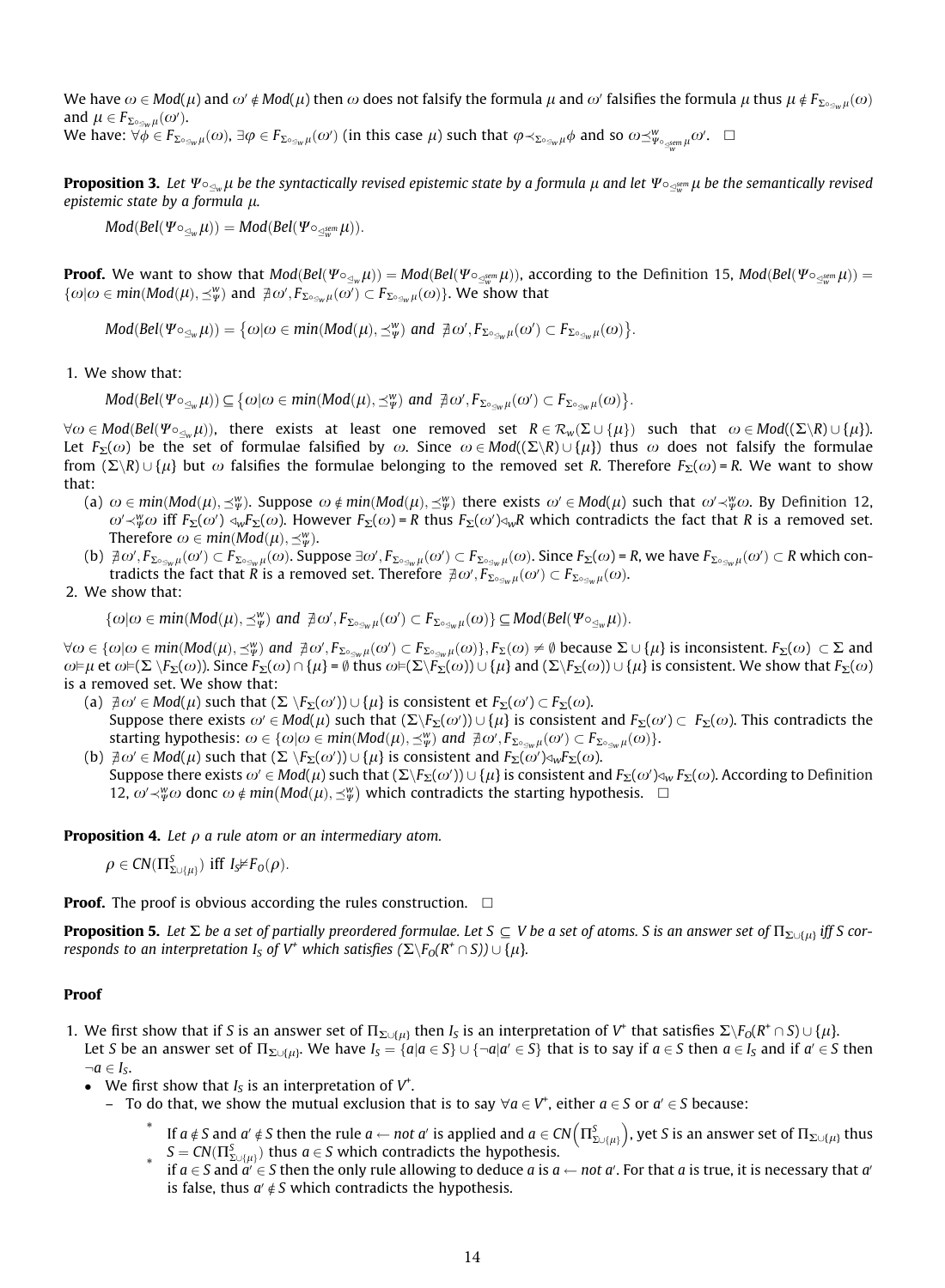We have $\omega \in Mod(\mu)$ and $\omega' \notin Mod(\mu)$ then $\omega$ does not falsify the formula $\mu$ and $\omega'$ falsifies the formula $\mu$ thus $\mu \notin F_{\Sigma \circ_{\lhd_w} \mu}(\omega)$ and $\mu \in F_{\Sigma \circ_{\lhd_w} \mu}(\omega')$.

We have: $\forall \phi \in F_{\Sigma \circ_{\lhd_w} \mu}(\omega)$, $\exists \varphi \in F_{\Sigma \circ_{\lhd_w} \mu}(\omega')$ (in this case $\mu$) such that $\varphi \prec_{\Sigma \circ_{\lhd_w} \mu} \phi$ and so $\omega \preceq^{w}_{\Psi \circ_{\preceq^{sem}_{w}} \mu} \omega'$. $\square$

**Proposition 3.** *Let $\Psi \circ_{\lhd_w} \mu$ be the syntactically revised epistemic state by a formula $\mu$ and let $\Psi \circ_{\preceq^{sem}_{w}} \mu$ be the semantically revised epistemic state by a formula $\mu$.*

$$Mod(Bel(\Psi \circ_{\lhd_w} \mu)) = Mod(Bel(\Psi \circ_{\preceq^{sem}_{w}} \mu)).$$

**Proof.** We want to show that $Mod(Bel(\Psi \circ_{\lhd_w} \mu)) = Mod(Bel(\Psi \circ_{\preceq^{sem}_{w}} \mu))$, according to the Definition 15, $Mod(Bel(\Psi \circ_{\preceq^{sem}_{w}} \mu)) = \{\omega | \omega \in min(Mod(\mu), \preceq^{w}_{\Psi})$ and $\nexists \omega', F_{\Sigma \circ_{\lhd_w} \mu}(\omega') \subset F_{\Sigma \circ_{\lhd_w} \mu}(\omega)\}$. We show that

$$Mod(Bel(\Psi \circ_{\lhd_w} \mu)) = \{\omega | \omega \in min(Mod(\mu), \preceq^{w}_{\Psi}) \text{ and } \nexists \omega', F_{\Sigma \circ_{\lhd_w} \mu}(\omega') \subset F_{\Sigma \circ_{\lhd_w} \mu}(\omega)\}.$$

1. We show that:

$$Mod(Bel(\Psi \circ_{\lhd_w} \mu)) \subseteq \{\omega | \omega \in min(Mod(\mu), \preceq^{w}_{\Psi}) \text{ and } \nexists \omega', F_{\Sigma \circ_{\lhd_w} \mu}(\omega') \subset F_{\Sigma \circ_{\lhd_w} \mu}(\omega)\}.$$

$\forall \omega \in Mod(Bel(\Psi \circ_{\lhd_w} \mu))$, there exists at least one removed set $R \in \mathcal{R}_w(\Sigma \cup \{\mu\})$ such that $\omega \in Mod((\Sigma \backslash R) \cup \{\mu\})$. Let $F_{\Sigma}(\omega)$ be the set of formulae falsified by $\omega$. Since $\omega \in Mod((\Sigma \backslash R) \cup \{\mu\})$ thus $\omega$ does not falsify the formulae from $(\Sigma \backslash R) \cup \{\mu\}$ but $\omega$ falsifies the formulae belonging to the removed set $R$. Therefore $F_{\Sigma}(\omega) = R$. We want to show that:

   (a) $\omega \in min(Mod(\mu), \preceq^{w}_{\Psi})$. Suppose $\omega \notin min(Mod(\mu), \preceq^{w}_{\Psi})$ there exists $\omega' \in Mod(\mu)$ such that $\omega' \prec^{w}_{\Psi} \omega$. By Definition 12, $\omega' \prec^{w}_{\Psi} \omega$ iff $F_{\Sigma}(\omega') \lhd_w F_{\Sigma}(\omega)$. However $F_{\Sigma}(\omega) = R$ thus $F_{\Sigma}(\omega') \lhd_w R$ which contradicts the fact that $R$ is a removed set. Therefore $\omega \in min(Mod(\mu), \preceq^{w}_{\Psi})$.

   (b) $\nexists \omega', F_{\Sigma \circ_{\lhd_w} \mu}(\omega') \subset F_{\Sigma \circ_{\lhd_w} \mu}(\omega)$. Suppose $\exists \omega', F_{\Sigma \circ_{\lhd_w} \mu}(\omega') \subset F_{\Sigma \circ_{\lhd_w} \mu}(\omega)$. Since $F_{\Sigma}(\omega) = R$, we have $F_{\Sigma \circ_{\lhd_w} \mu}(\omega') \subset R$ which contradicts the fact that $R$ is a removed set. Therefore $\nexists \omega', F_{\Sigma \circ_{\lhd_w} \mu}(\omega') \subset F_{\Sigma \circ_{\lhd_w} \mu}(\omega)$.

2. We show that:

$$\{\omega | \omega \in min(Mod(\mu), \preceq^{w}_{\Psi}) \text{ and } \nexists \omega', F_{\Sigma \circ_{\lhd_w} \mu}(\omega') \subset F_{\Sigma \circ_{\lhd_w} \mu}(\omega)\} \subseteq Mod(Bel(\Psi \circ_{\lhd_w} \mu)).$$

$\forall \omega \in \{\omega | \omega \in min(Mod(\mu), \preceq^{w}_{\Psi})$ and $\nexists \omega', F_{\Sigma \circ_{\lhd_w} \mu}(\omega') \subset F_{\Sigma \circ_{\lhd_w} \mu}(\omega)\}, F_{\Sigma}(\omega) \neq \emptyset$ because $\Sigma \cup \{\mu\}$ is inconsistent. $F_{\Sigma}(\omega) \subset \Sigma$ and $\omega \models \mu$ et $\omega \models (\Sigma \backslash F_{\Sigma}(\omega))$. Since $F_{\Sigma}(\omega) \cap \{\mu\} = \emptyset$ thus $\omega \models (\Sigma \backslash F_{\Sigma}(\omega)) \cup \{\mu\}$ and $(\Sigma \backslash F_{\Sigma}(\omega)) \cup \{\mu\}$ is consistent. We show that $F_{\Sigma}(\omega)$ is a removed set. We show that:

   (a) $\nexists \omega' \in Mod(\mu)$ such that $(\Sigma \backslash F_{\Sigma}(\omega')) \cup \{\mu\}$ is consistent et $F_{\Sigma}(\omega') \subset F_{\Sigma}(\omega)$.
   Suppose there exists $\omega' \in Mod(\mu)$ such that $(\Sigma \backslash F_{\Sigma}(\omega')) \cup \{\mu\}$ is consistent and $F_{\Sigma}(\omega') \subset F_{\Sigma}(\omega)$. This contradicts the starting hypothesis: $\omega \in \{\omega | \omega \in min(Mod(\mu), \preceq^{w}_{\Psi})$ and $\nexists \omega', F_{\Sigma \circ_{\lhd_w} \mu}(\omega') \subset F_{\Sigma \circ_{\lhd_w} \mu}(\omega)\}$.

   (b) $\nexists \omega' \in Mod(\mu)$ such that $(\Sigma \backslash F_{\Sigma}(\omega')) \cup \{\mu\}$ is consistent and $F_{\Sigma}(\omega') \lhd_w F_{\Sigma}(\omega)$.
   Suppose there exists $\omega' \in Mod(\mu)$ such that $(\Sigma \backslash F_{\Sigma}(\omega')) \cup \{\mu\}$ is consistent and $F_{\Sigma}(\omega') \lhd_w F_{\Sigma}(\omega)$. According to Definition 12, $\omega' \prec^{w}_{\Psi} \omega$ donc $\omega \notin min(Mod(\mu), \preceq^{w}_{\Psi})$ which contradicts the starting hypothesis. $\square$

**Proposition 4.** *Let $\rho$ a rule atom or an intermediary atom.*

$$\rho \in CN(\Pi^{S}_{\Sigma \cup \{\mu\}}) \text{ iff } I_S \nvDash F_O(\rho).$$

**Proof.** The proof is obvious according the rules construction. $\square$

**Proposition 5.** *Let $\Sigma$ be a set of partially preordered formulae. Let $S \subseteq V$ be a set of atoms. $S$ is an answer set of $\Pi_{\Sigma \cup \{\mu\}}$ iff $S$ corresponds to an interpretation $I_S$ of $V^+$ which satisfies $(\Sigma \backslash F_O(R^+ \cap S)) \cup \{\mu\}$.*

**Proof**

1. We first show that if $S$ is an answer set of $\Pi_{\Sigma \cup \{\mu\}}$ then $I_S$ is an interpretation of $V^+$ that satisfies $\Sigma \backslash F_O(R^+ \cap S) \cup \{\mu\}$.
   Let $S$ be an answer set of $\Pi_{\Sigma \cup \{\mu\}}$. We have $I_S = \{a | a \in S\} \cup \{\neg a | a' \in S\}$ that is to say if $a \in S$ then $a \in I_S$ and if $a' \in S$ then $\neg a \in I_S$.
   - We first show that $I_S$ is an interpretation of $V^+$.
     - To do that, we show the mutual exclusion that is to say $\forall a \in V^+$, either $a \in S$ or $a' \in S$ because:
       - If $a \notin S$ and $a' \notin S$ then the rule $a \leftarrow not\ a'$ is applied and $a \in CN\left(\Pi^{S}_{\Sigma \cup \{\mu\}}\right)$, yet $S$ is an answer set of $\Pi_{\Sigma \cup \{\mu\}}$ thus $S = CN(\Pi^{S}_{\Sigma \cup \{\mu\}})$ thus $a \in S$ which contradicts the hypothesis.
       - if $a \in S$ and $a' \in S$ then the only rule allowing to deduce $a$ is $a \leftarrow not\ a'$. For that $a$ is true, it is necessary that $a'$ is false, thus $a' \notin S$ which contradicts the hypothesis.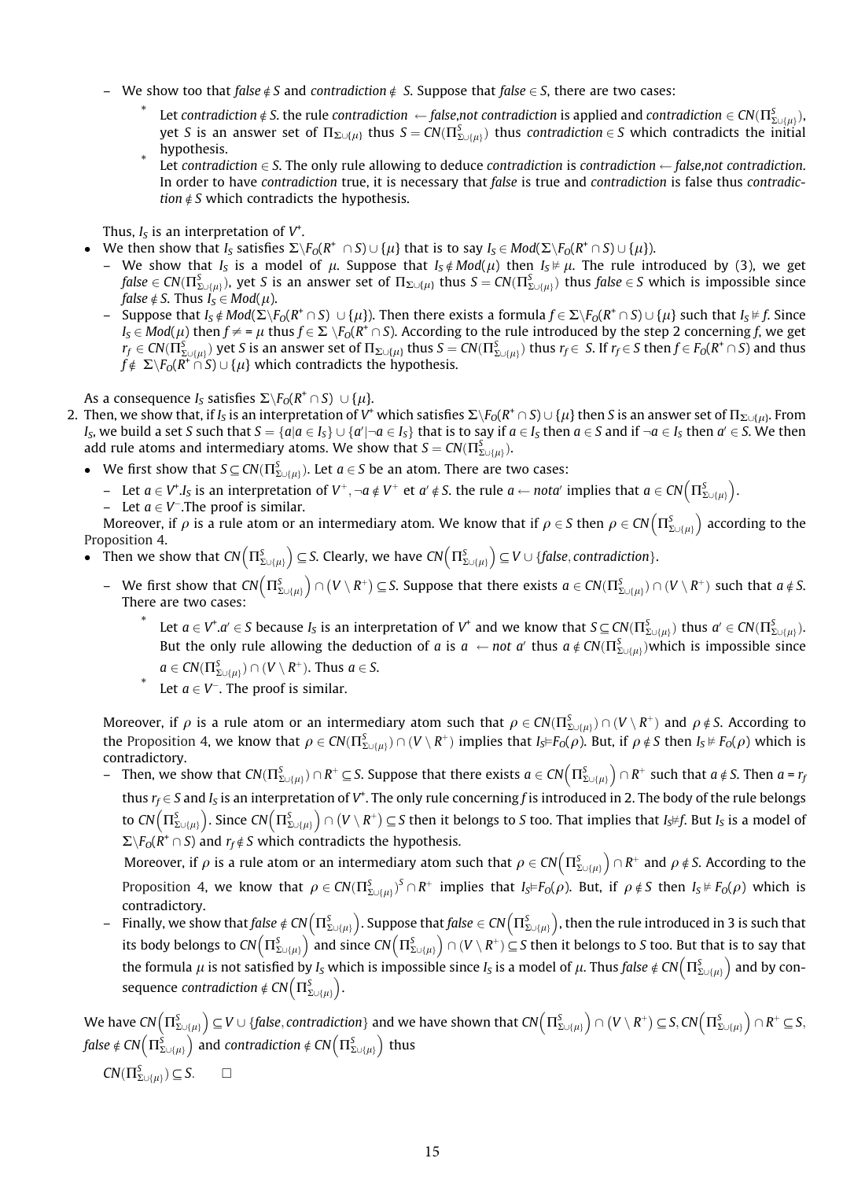- We show too that *false* $\notin S$ and *contradiction* $\notin S$. Suppose that *false* $\in S$, there are two cases:
  - Let *contradiction* $\notin S$. the rule *contradiction* $\leftarrow$ *false,not contradiction* is applied and *contradiction* $\in CN(\Pi^S_{\Sigma\cup\{\mu\}})$, yet $S$ is an answer set of $\Pi_{\Sigma\cup\{\mu\}}$ thus $S = CN(\Pi^S_{\Sigma\cup\{\mu\}})$ thus *contradiction* $\in S$ which contradicts the initial hypothesis.
  - Let *contradiction* $\in S$. The only rule allowing to deduce *contradiction* is *contradiction* $\leftarrow$ *false,not contradiction*. In order to have *contradiction* true, it is necessary that *false* is true and *contradiction* is false thus *contradiction* $\notin S$ which contradicts the hypothesis.

  Thus, $I_S$ is an interpretation of $V^+$.
- We then show that $I_S$ satisfies $\Sigma\backslash F_O(R^+ \cap S) \cup \{\mu\}$ that is to say $I_S \in Mod(\Sigma\backslash F_O(R^+ \cap S) \cup \{\mu\})$.
  - We show that $I_S$ is a model of $\mu$. Suppose that $I_S \notin Mod(\mu)$ then $I_S \nvDash \mu$. The rule introduced by (3), we get *false* $\in CN(\Pi^S_{\Sigma\cup\{\mu\}})$, yet $S$ is an answer set of $\Pi_{\Sigma\cup\{\mu\}}$ thus $S = CN(\Pi^S_{\Sigma\cup\{\mu\}})$ thus *false* $\in S$ which is impossible since *false* $\notin S$. Thus $I_S \in Mod(\mu)$.
  - Suppose that $I_S \notin Mod(\Sigma\backslash F_O(R^+ \cap S) \cup \{\mu\})$. Then there exists a formula $f \in \Sigma\backslash F_O(R^+ \cap S) \cup \{\mu\}$ such that $I_S \nvDash f$. Since $I_S \in Mod(\mu)$ then $f \neq \mu$ thus $f \in \Sigma \backslash F_O(R^+ \cap S)$. According to the rule introduced by the step 2 concerning $f$, we get $r_f \in CN(\Pi^S_{\Sigma\cup\{\mu\}})$ yet $S$ is an answer set of $\Pi_{\Sigma\cup\{\mu\}}$ thus $S = CN(\Pi^S_{\Sigma\cup\{\mu\}})$ thus $r_f \in S$. If $r_f \in S$ then $f \in F_O(R^+ \cap S)$ and thus $f \notin \Sigma\backslash F_O(R^+ \cap S) \cup \{\mu\}$ which contradicts the hypothesis.

  As a consequence $I_S$ satisfies $\Sigma\backslash F_O(R^+ \cap S) \cup \{\mu\}$.

2. Then, we show that, if $I_S$ is an interpretation of $V^+$ which satisfies $\Sigma\backslash F_O(R^+ \cap S) \cup \{\mu\}$ then $S$ is an answer set of $\Pi_{\Sigma\cup\{\mu\}}$. From $I_S$, we build a set $S$ such that $S = \{a | a \in I_S\} \cup \{a' | \neg a \in I_S\}$ that is to say if $a \in I_S$ then $a \in S$ and if $\neg a \in I_S$ then $a' \in S$. We then add rule atoms and intermediary atoms. We show that $S = CN(\Pi^S_{\Sigma\cup\{\mu\}})$.
   - We first show that $S \subseteq CN(\Pi^S_{\Sigma\cup\{\mu\}})$. Let $a \in S$ be an atom. There are two cases:
     - Let $a \in V^+$.$I_S$ is an interpretation of $V^+, \neg a \notin V^+$ et $a' \notin S$. the rule $a \leftarrow nota'$ implies that $a \in CN\left(\Pi^S_{\Sigma\cup\{\mu\}}\right)$.
     - Let $a \in V^-$.The proof is similar.

     Moreover, if $\rho$ is a rule atom or an intermediary atom. We know that if $\rho \in S$ then $\rho \in CN\left(\Pi^S_{\Sigma\cup\{\mu\}}\right)$ according to the Proposition 4.
   - Then we show that $CN\left(\Pi^S_{\Sigma\cup\{\mu\}}\right) \subseteq S$. Clearly, we have $CN\left(\Pi^S_{\Sigma\cup\{\mu\}}\right) \subseteq V \cup \{false, contradiction\}$.
     - We first show that $CN\left(\Pi^S_{\Sigma\cup\{\mu\}}\right) \cap (V \setminus R^+) \subseteq S$. Suppose that there exists $a \in CN(\Pi^S_{\Sigma\cup\{\mu\}}) \cap (V \setminus R^+)$ such that $a \notin S$. There are two cases:
       - Let $a \in V^+$.$a' \in S$ because $I_S$ is an interpretation of $V^+$ and we know that $S \subseteq CN(\Pi^S_{\Sigma\cup\{\mu\}})$ thus $a' \in CN(\Pi^S_{\Sigma\cup\{\mu\}})$. But the only rule allowing the deduction of $a$ is $a \leftarrow not\ a'$ thus $a \notin CN(\Pi^S_{\Sigma\cup\{\mu\}})$which is impossible since $a \in CN(\Pi^S_{\Sigma\cup\{\mu\}}) \cap (V \setminus R^+)$. Thus $a \in S$.
       - Let $a \in V^-$. The proof is similar.

     Moreover, if $\rho$ is a rule atom or an intermediary atom such that $\rho \in CN(\Pi^S_{\Sigma\cup\{\mu\}}) \cap (V \setminus R^+)$ and $\rho \notin S$. According to the Proposition 4, we know that $\rho \in CN(\Pi^S_{\Sigma\cup\{\mu\}}) \cap (V \setminus R^+)$ implies that $I_S \vDash F_O(\rho)$. But, if $\rho \notin S$ then $I_S \nvDash F_O(\rho)$ which is contradictory.
     - Then, we show that $CN(\Pi^S_{\Sigma\cup\{\mu\}}) \cap R^+ \subseteq S$. Suppose that there exists $a \in CN\left(\Pi^S_{\Sigma\cup\{\mu\}}\right) \cap R^+$ such that $a \notin S$. Then $a = r_f$ thus $r_f \in S$ and $I_S$ is an interpretation of $V^+$. The only rule concerning $f$ is introduced in 2. The body of the rule belongs to $CN\left(\Pi^S_{\Sigma\cup\{\mu\}}\right)$. Since $CN\left(\Pi^S_{\Sigma\cup\{\mu\}}\right) \cap (V \setminus R^+) \subseteq S$ then it belongs to $S$ too. That implies that $I_S \nvDash f$. But $I_S$ is a model of $\Sigma\backslash F_O(R^+ \cap S)$ and $r_f \notin S$ which contradicts the hypothesis.

       Moreover, if $\rho$ is a rule atom or an intermediary atom such that $\rho \in CN\left(\Pi^S_{\Sigma\cup\{\mu\}}\right) \cap R^+$ and $\rho \notin S$. According to the Proposition 4, we know that $\rho \in CN(\Pi^S_{\Sigma\cup\{\mu\}})^S \cap R^+$ implies that $I_S \vDash F_O(\rho)$. But, if $\rho \notin S$ then $I_S \nvDash F_O(\rho)$ which is contradictory.
     - Finally, we show that *false* $\notin CN\left(\Pi^S_{\Sigma\cup\{\mu\}}\right)$. Suppose that *false* $\in CN\left(\Pi^S_{\Sigma\cup\{\mu\}}\right)$, then the rule introduced in 3 is such that its body belongs to $CN\left(\Pi^S_{\Sigma\cup\{\mu\}}\right)$ and since $CN\left(\Pi^S_{\Sigma\cup\{\mu\}}\right) \cap (V \setminus R^+) \subseteq S$ then it belongs to $S$ too. But that is to say that the formula $\mu$ is not satisfied by $I_S$ which is impossible since $I_S$ is a model of $\mu$. Thus *false* $\notin CN\left(\Pi^S_{\Sigma\cup\{\mu\}}\right)$ and by consequence *contradiction* $\notin CN\left(\Pi^S_{\Sigma\cup\{\mu\}}\right)$.

We have $CN\left(\Pi^S_{\Sigma\cup\{\mu\}}\right) \subseteq V \cup \{false, contradiction\}$ and we have shown that $CN\left(\Pi^S_{\Sigma\cup\{\mu\}}\right) \cap (V \setminus R^+) \subseteq S, CN\left(\Pi^S_{\Sigma\cup\{\mu\}}\right) \cap R^+ \subseteq S$, *false* $\notin CN\left(\Pi^S_{\Sigma\cup\{\mu\}}\right)$ and *contradiction* $\notin CN\left(\Pi^S_{\Sigma\cup\{\mu\}}\right)$ thus

$CN(\Pi^S_{\Sigma\cup\{\mu\}}) \subseteq S$. □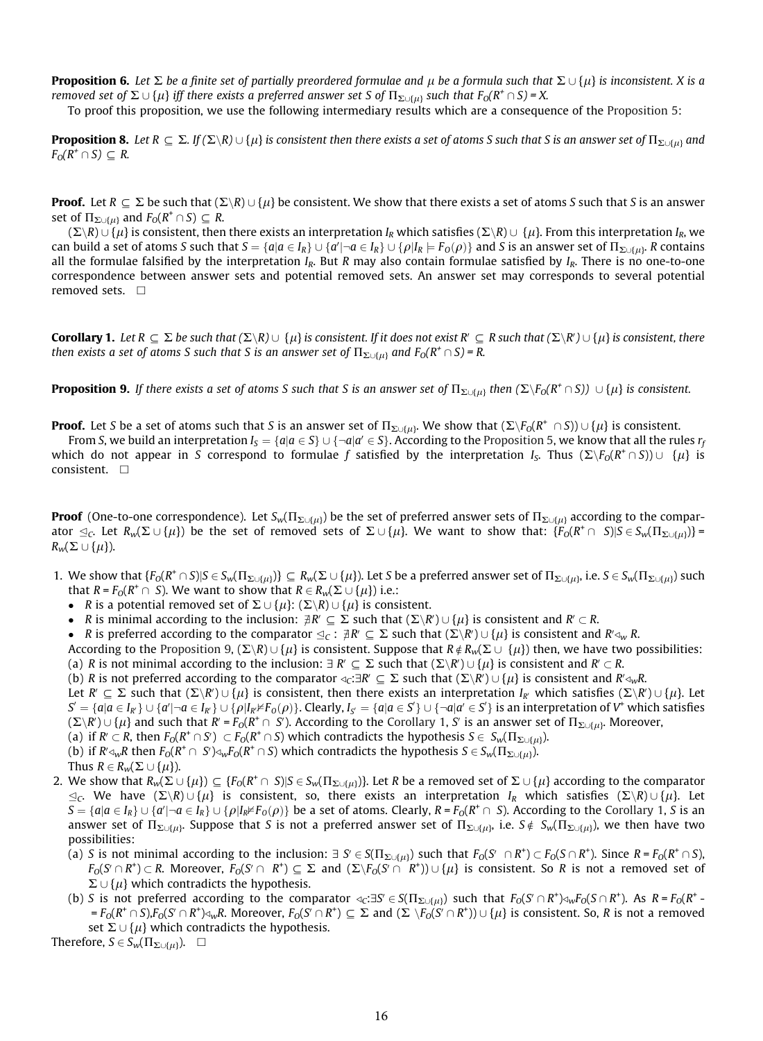**Proposition 6.** *Let $\Sigma$ be a finite set of partially preordered formulae and $\mu$ be a formula such that $\Sigma \cup \{\mu\}$ is inconsistent. X is a removed set of $\Sigma \cup \{\mu\}$ iff there exists a preferred answer set S of $\Pi_{\Sigma \cup \{\mu\}}$ such that $F_O(R^+ \cap S) = X$.*

To proof this proposition, we use the following intermediary results which are a consequence of the Proposition 5:

**Proposition 8.** *Let $R \subseteq \Sigma$. If $(\Sigma \backslash R) \cup \{\mu\}$ is consistent then there exists a set of atoms S such that S is an answer set of $\Pi_{\Sigma \cup \{\mu\}}$ and $F_O(R^+ \cap S) \subseteq R$.*

**Proof.** Let $R \subseteq \Sigma$ be such that $(\Sigma \backslash R) \cup \{\mu\}$ be consistent. We show that there exists a set of atoms $S$ such that $S$ is an answer set of $\Pi_{\Sigma \cup \{\mu\}}$ and $F_O(R^+ \cap S) \subseteq R$.

$(\Sigma \backslash R) \cup \{\mu\}$ is consistent, then there exists an interpretation $I_R$ which satisfies $(\Sigma \backslash R) \cup \{\mu\}$. From this interpretation $I_R$, we can build a set of atoms $S$ such that $S = \{a | a \in I_R\} \cup \{a' | \neg a \in I_R\} \cup \{\rho | I_R \models F_O(\rho)\}$ and $S$ is an answer set of $\Pi_{\Sigma \cup \{\mu\}}$. $R$ contains all the formulae falsified by the interpretation $I_R$. But $R$ may also contain formulae satisfied by $I_R$. There is no one-to-one correspondence between answer sets and potential removed sets. An answer set may corresponds to several potential removed sets. $\square$

**Corollary 1.** *Let $R \subseteq \Sigma$ be such that $(\Sigma \backslash R) \cup \{\mu\}$ is consistent. If it does not exist $R' \subseteq R$ such that $(\Sigma \backslash R') \cup \{\mu\}$ is consistent, there then exists a set of atoms S such that S is an answer set of $\Pi_{\Sigma \cup \{\mu\}}$ and $F_O(R^+ \cap S) = R$.*

**Proposition 9.** *If there exists a set of atoms S such that S is an answer set of $\Pi_{\Sigma \cup \{\mu\}}$ then $(\Sigma \backslash F_O(R^+ \cap S)) \cup \{\mu\}$ is consistent.*

**Proof.** Let $S$ be a set of atoms such that $S$ is an answer set of $\Pi_{\Sigma \cup \{\mu\}}$. We show that $(\Sigma \backslash F_O(R^+ \cap S)) \cup \{\mu\}$ is consistent.

From $S$, we build an interpretation $I_S = \{a | a \in S\} \cup \{\neg a | a' \in S\}$. According to the Proposition 5, we know that all the rules $r_f$ which do not appear in $S$ correspond to formulae $f$ satisfied by the interpretation $I_S$. Thus $(\Sigma \backslash F_O(R^+ \cap S)) \cup \{\mu\}$ is consistent. $\square$

**Proof** (One-to-one correspondence). Let $S_w(\Pi_{\Sigma \cup \{\mu\}})$ be the set of preferred answer sets of $\Pi_{\Sigma \cup \{\mu\}}$ according to the comparator $\trianglelefteq_C$. Let $R_w(\Sigma \cup \{\mu\})$ be the set of removed sets of $\Sigma \cup \{\mu\}$. We want to show that: $\{F_O(R^+ \cap S) | S \in S_w(\Pi_{\Sigma \cup \{\mu\}})\} = R_w(\Sigma \cup \{\mu\})$.

1. We show that $\{F_O(R^+ \cap S) | S \in S_w(\Pi_{\Sigma \cup \{\mu\}})\} \subseteq R_w(\Sigma \cup \{\mu\})$. Let $S$ be a preferred answer set of $\Pi_{\Sigma \cup \{\mu\}}$, i.e. $S \in S_w(\Pi_{\Sigma \cup \{\mu\}})$ such that $R = F_O(R^+ \cap S)$. We want to show that $R \in R_w(\Sigma \cup \{\mu\})$ i.e.:
   - $R$ is a potential removed set of $\Sigma \cup \{\mu\}$: $(\Sigma \backslash R) \cup \{\mu\}$ is consistent.
   - $R$ is minimal according to the inclusion: $\nexists R' \subseteq \Sigma$ such that $(\Sigma \backslash R') \cup \{\mu\}$ is consistent and $R' \subset R$.
   - $R$ is preferred according to the comparator $\trianglelefteq_C$ : $\nexists R' \subseteq \Sigma$ such that $(\Sigma \backslash R') \cup \{\mu\}$ is consistent and $R' \triangleleft_w R$.

   According to the Proposition 9, $(\Sigma \backslash R) \cup \{\mu\}$ is consistent. Suppose that $R \notin R_w(\Sigma \cup \{\mu\})$ then, we have two possibilities:
   (a) $R$ is not minimal according to the inclusion: $\exists R' \subseteq \Sigma$ such that $(\Sigma \backslash R') \cup \{\mu\}$ is consistent and $R' \subset R$.
   (b) $R$ is not preferred according to the comparator $\triangleleft_C$:$\exists R' \subseteq \Sigma$ such that $(\Sigma \backslash R') \cup \{\mu\}$ is consistent and $R' \triangleleft_w R$.
   Let $R' \subseteq \Sigma$ such that $(\Sigma \backslash R') \cup \{\mu\}$ is consistent, then there exists an interpretation $I_{R'}$ which satisfies $(\Sigma \backslash R') \cup \{\mu\}$. Let $S' = \{a | a \in I_{R'}\} \cup \{a' | \neg a \in I_{R'}\} \cup \{\rho | I_{R'} \nvDash F_O(\rho)\}$. Clearly, $I_{S'} = \{a | a \in S'\} \cup \{\neg a | a' \in S'\}$ is an interpretation of $V^+$ which satisfies $(\Sigma \backslash R') \cup \{\mu\}$ and such that $R' = F_O(R^+ \cap S')$. According to the Corollary 1, $S'$ is an answer set of $\Pi_{\Sigma \cup \{\mu\}}$. Moreover,
   (a) if $R' \subset R$, then $F_O(R^+ \cap S') \subset F_O(R^+ \cap S)$ which contradicts the hypothesis $S \in S_w(\Pi_{\Sigma \cup \{\mu\}})$.
   (b) if $R' \triangleleft_w R$ then $F_O(R^+ \cap S') \triangleleft_w F_O(R^+ \cap S)$ which contradicts the hypothesis $S \in S_w(\Pi_{\Sigma \cup \{\mu\}})$.
   Thus $R \in R_w(\Sigma \cup \{\mu\})$.
2. We show that $R_w(\Sigma \cup \{\mu\}) \subseteq \{F_O(R^+ \cap S) | S \in S_w(\Pi_{\Sigma \cup \{\mu\}})\}$. Let $R$ be a removed set of $\Sigma \cup \{\mu\}$ according to the comparator $\trianglelefteq_C$. We have $(\Sigma \backslash R) \cup \{\mu\}$ is consistent, so, there exists an interpretation $I_R$ which satisfies $(\Sigma \backslash R) \cup \{\mu\}$. Let $S = \{a | a \in I_R\} \cup \{a' | \neg a \in I_R\} \cup \{\rho | I_R \nvDash F_O(\rho)\}$ be a set of atoms. Clearly, $R = F_O(R^+ \cap S)$. According to the Corollary 1, $S$ is an answer set of $\Pi_{\Sigma \cup \{\mu\}}$. Suppose that $S$ is not a preferred answer set of $\Pi_{\Sigma \cup \{\mu\}}$, i.e. $S \notin S_w(\Pi_{\Sigma \cup \{\mu\}})$, we then have two possibilities:
   (a) $S$ is not minimal according to the inclusion: $\exists S' \in S(\Pi_{\Sigma \cup \{\mu\}})$ such that $F_O(S' \cap R^+) \subset F_O(S \cap R^+)$. Since $R = F_O(R^+ \cap S)$, $F_O(S' \cap R^+) \subset R$. Moreover, $F_O(S' \cap R^+) \subseteq \Sigma$ and $(\Sigma \backslash F_O(S' \cap R^+)) \cup \{\mu\}$ is consistent. So $R$ is not a removed set of $\Sigma \cup \{\mu\}$ which contradicts the hypothesis.
   (b) $S$ is not preferred according to the comparator $\triangleleft_C$:$\exists S' \in S(\Pi_{\Sigma \cup \{\mu\}})$ such that $F_O(S' \cap R^+) \triangleleft_w F_O(S \cap R^+)$. As $R = F_O(R^+ \cap S)$, $F_O(S' \cap R^+) \triangleleft_w R$. Moreover, $F_O(S' \cap R^+) \subseteq \Sigma$ and $(\Sigma \backslash F_O(S' \cap R^+)) \cup \{\mu\}$ is consistent. So, $R$ is not a removed set $\Sigma \cup \{\mu\}$ which contradicts the hypothesis.

Therefore, $S \in S_w(\Pi_{\Sigma \cup \{\mu\}})$. $\square$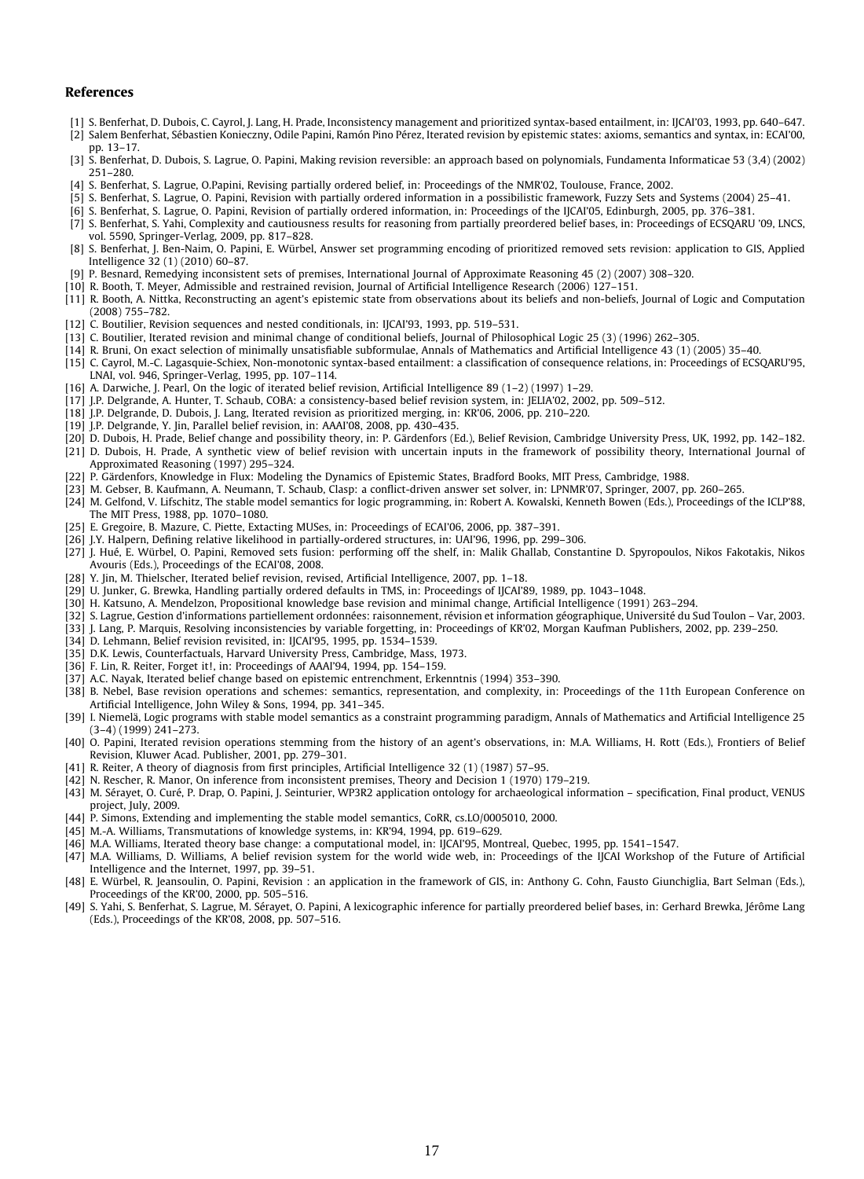## References

[1] S. Benferhat, D. Dubois, C. Cayrol, J. Lang, H. Prade, Inconsistency management and prioritized syntax-based entailment, in: IJCAI'03, 1993, pp. 640–647.
[2] Salem Benferhat, Sébastien Konieczny, Odile Papini, Ramón Pino Pérez, Iterated revision by epistemic states: axioms, semantics and syntax, in: ECAI'00, pp. 13–17.
[3] S. Benferhat, D. Dubois, S. Lagrue, O. Papini, Making revision reversible: an approach based on polynomials, Fundamenta Informaticae 53 (3,4) (2002) 251–280.
[4] S. Benferhat, S. Lagrue, O.Papini, Revising partially ordered belief, in: Proceedings of the NMR'02, Toulouse, France, 2002.
[5] S. Benferhat, S. Lagrue, O. Papini, Revision with partially ordered information in a possibilistic framework, Fuzzy Sets and Systems (2004) 25–41.
[6] S. Benferhat, S. Lagrue, O. Papini, Revision of partially ordered information, in: Proceedings of the IJCAI'05, Edinburgh, 2005, pp. 376–381.
[7] S. Benferhat, S. Yahi, Complexity and cautiousness results for reasoning from partially preordered belief bases, in: Proceedings of ECSQARU '09, LNCS, vol. 5590, Springer-Verlag, 2009, pp. 817–828.
[8] S. Benferhat, J. Ben-Naim, O. Papini, E. Würbel, Answer set programming encoding of prioritized removed sets revision: application to GIS, Applied Intelligence 32 (1) (2010) 60–87.
[9] P. Besnard, Remedying inconsistent sets of premises, International Journal of Approximate Reasoning 45 (2) (2007) 308–320.
[10] R. Booth, T. Meyer, Admissible and restrained revision, Journal of Artificial Intelligence Research (2006) 127–151.
[11] R. Booth, A. Nittka, Reconstructing an agent's epistemic state from observations about its beliefs and non-beliefs, Journal of Logic and Computation (2008) 755–782.
[12] C. Boutilier, Revision sequences and nested conditionals, in: IJCAI'93, 1993, pp. 519–531.
[13] C. Boutilier, Iterated revision and minimal change of conditional beliefs, Journal of Philosophical Logic 25 (3) (1996) 262–305.
[14] R. Bruni, On exact selection of minimally unsatisfiable subformulae, Annals of Mathematics and Artificial Intelligence 43 (1) (2005) 35–40.
[15] C. Cayrol, M.-C. Lagasquie-Schiex, Non-monotonic syntax-based entailment: a classification of consequence relations, in: Proceedings of ECSQARU'95, LNAI, vol. 946, Springer-Verlag, 1995, pp. 107–114.
[16] A. Darwiche, J. Pearl, On the logic of iterated belief revision, Artificial Intelligence 89 (1–2) (1997) 1–29.
[17] J.P. Delgrande, A. Hunter, T. Schaub, COBA: a consistency-based belief revision system, in: JELIA'02, 2002, pp. 509–512.
[18] J.P. Delgrande, D. Dubois, J. Lang, Iterated revision as prioritized merging, in: KR'06, 2006, pp. 210–220.
[19] J.P. Delgrande, Y. Jin, Parallel belief revision, in: AAAI'08, 2008, pp. 430–435.
[20] D. Dubois, H. Prade, Belief change and possibility theory, in: P. Gärdenfors (Ed.), Belief Revision, Cambridge University Press, UK, 1992, pp. 142–182.
[21] D. Dubois, H. Prade, A synthetic view of belief revision with uncertain inputs in the framework of possibility theory, International Journal of Approximated Reasoning (1997) 295–324.
[22] P. Gärdenfors, Knowledge in Flux: Modeling the Dynamics of Epistemic States, Bradford Books, MIT Press, Cambridge, 1988.
[23] M. Gebser, B. Kaufmann, A. Neumann, T. Schaub, Clasp: a conflict-driven answer set solver, in: LPNMR'07, Springer, 2007, pp. 260–265.
[24] M. Gelfond, V. Lifschitz, The stable model semantics for logic programming, in: Robert A. Kowalski, Kenneth Bowen (Eds.), Proceedings of the ICLP'88, The MIT Press, 1988, pp. 1070–1080.
[25] E. Gregoire, B. Mazure, C. Piette, Extacting MUSes, in: Proceedings of ECAI'06, 2006, pp. 387–391.
[26] J.Y. Halpern, Defining relative likelihood in partially-ordered structures, in: UAI'96, 1996, pp. 299–306.
[27] J. Hué, E. Würbel, O. Papini, Removed sets fusion: performing off the shelf, in: Malik Ghallab, Constantine D. Spyropoulos, Nikos Fakotakis, Nikos Avouris (Eds.), Proceedings of the ECAI'08, 2008.
[28] Y. Jin, M. Thielscher, Iterated belief revision, revised, Artificial Intelligence, 2007, pp. 1–18.
[29] U. Junker, G. Brewka, Handling partially ordered defaults in TMS, in: Proceedings of IJCAI'89, 1989, pp. 1043–1048.
[30] H. Katsuno, A. Mendelzon, Propositional knowledge base revision and minimal change, Artificial Intelligence (1991) 263–294.
[32] S. Lagrue, Gestion d'informations partiellement ordonnées: raisonnement, révision et information géographique, Université du Sud Toulon – Var, 2003.
[33] J. Lang, P. Marquis, Resolving inconsistencies by variable forgetting, in: Proceedings of KR'02, Morgan Kaufman Publishers, 2002, pp. 239–250.
[34] D. Lehmann, Belief revision revisited, in: IJCAI'95, 1995, pp. 1534–1539.
[35] D.K. Lewis, Counterfactuals, Harvard University Press, Cambridge, Mass, 1973.
[36] F. Lin, R. Reiter, Forget it!, in: Proceedings of AAAI'94, 1994, pp. 154–159.
[37] A.C. Nayak, Iterated belief change based on epistemic entrenchment, Erkenntnis (1994) 353–390.
[38] B. Nebel, Base revision operations and schemes: semantics, representation, and complexity, in: Proceedings of the 11th European Conference on Artificial Intelligence, John Wiley & Sons, 1994, pp. 341–345.
[39] I. Niemelä, Logic programs with stable model semantics as a constraint programming paradigm, Annals of Mathematics and Artificial Intelligence 25 (3–4) (1999) 241–273.
[40] O. Papini, Iterated revision operations stemming from the history of an agent's observations, in: M.A. Williams, H. Rott (Eds.), Frontiers of Belief Revision, Kluwer Acad. Publisher, 2001, pp. 279–301.
[41] R. Reiter, A theory of diagnosis from first principles, Artificial Intelligence 32 (1) (1987) 57–95.
[42] N. Rescher, R. Manor, On inference from inconsistent premises, Theory and Decision 1 (1970) 179–219.
[43] M. Sérayet, O. Curé, P. Drap, O. Papini, J. Seinturier, WP3R2 application ontology for archaeological information – specification, Final product, VENUS project, July, 2009.
[44] P. Simons, Extending and implementing the stable model semantics, CoRR, cs.LO/0005010, 2000.
[45] M.-A. Williams, Transmutations of knowledge systems, in: KR'94, 1994, pp. 619–629.
[46] M.A. Williams, Iterated theory base change: a computational model, in: IJCAI'95, Montreal, Quebec, 1995, pp. 1541–1547.
[47] M.A. Williams, D. Williams, A belief revision system for the world wide web, in: Proceedings of the IJCAI Workshop of the Future of Artificial Intelligence and the Internet, 1997, pp. 39–51.
[48] E. Würbel, R. Jeansoulin, O. Papini, Revision : an application in the framework of GIS, in: Anthony G. Cohn, Fausto Giunchiglia, Bart Selman (Eds.), Proceedings of the KR'00, 2000, pp. 505–516.
[49] S. Yahi, S. Benferhat, S. Lagrue, M. Sérayet, O. Papini, A lexicographic inference for partially preordered belief bases, in: Gerhard Brewka, Jérôme Lang (Eds.), Proceedings of the KR'08, 2008, pp. 507–516.